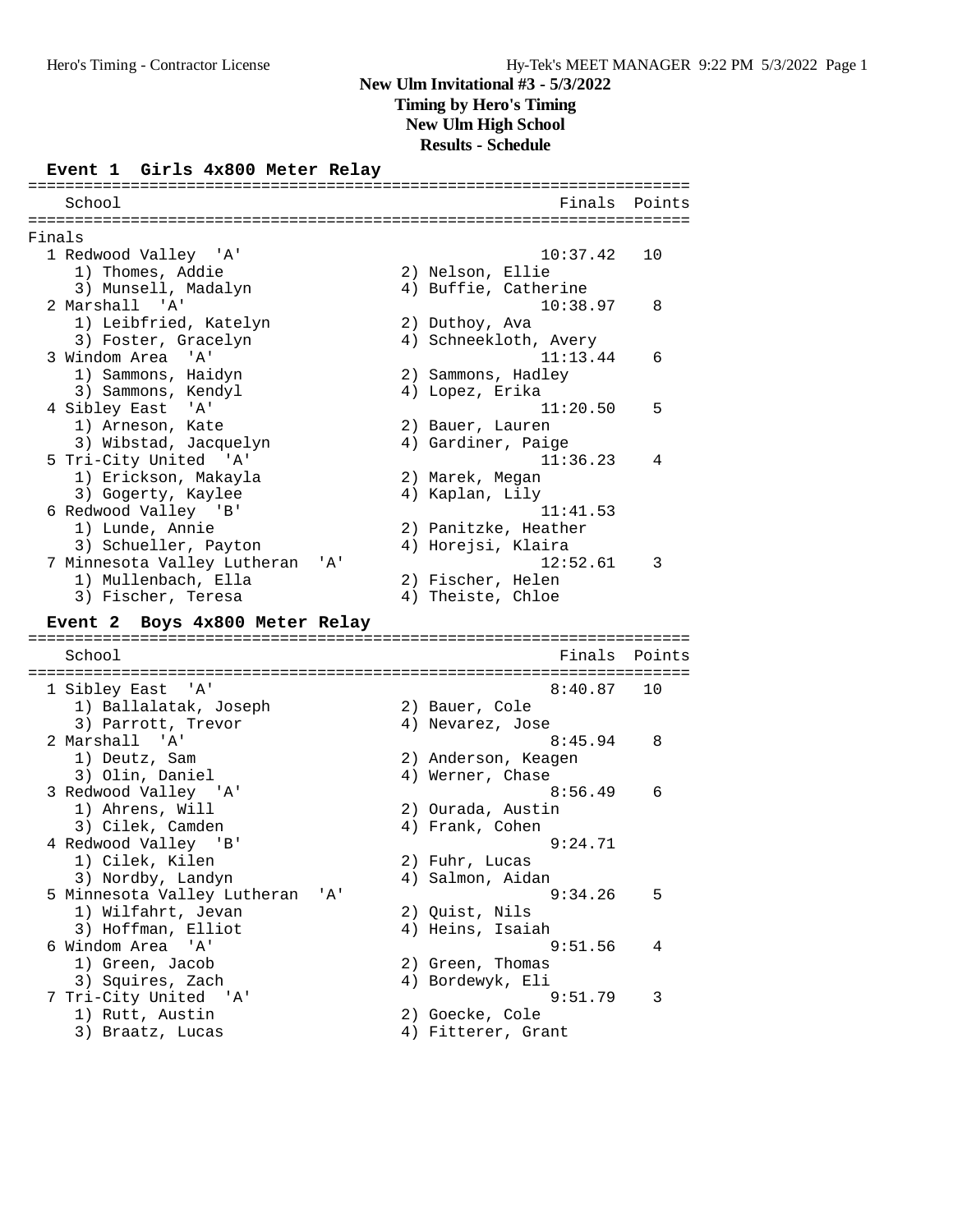# New Ulm Invitational #3 - 5/3/2022

**Timing by Hero's Timing**

**New Ulm High School**

**Results - Schedule**

## Event 1 Girls 4x800 Meter Relay

Finals

| Place | School | Finals | Points |
|---|---|---|---|
| 1 | Redwood Valley 'A' | 10:37.42 | 10 |
| | 1) Thomes, Addie; 2) Nelson, Ellie; 3) Munsell, Madalyn; 4) Buffie, Catherine | | |
| 2 | Marshall 'A' | 10:38.97 | 8 |
| | 1) Leibfried, Katelyn; 2) Duthoy, Ava; 3) Foster, Gracelyn; 4) Schneekloth, Avery | | |
| 3 | Windom Area 'A' | 11:13.44 | 6 |
| | 1) Sammons, Haidyn; 2) Sammons, Hadley; 3) Sammons, Kendyl; 4) Lopez, Erika | | |
| 4 | Sibley East 'A' | 11:20.50 | 5 |
| | 1) Arneson, Kate; 2) Bauer, Lauren; 3) Wibstad, Jacquelyn; 4) Gardiner, Paige | | |
| 5 | Tri-City United 'A' | 11:36.23 | 4 |
| | 1) Erickson, Makayla; 2) Marek, Megan; 3) Gogerty, Kaylee; 4) Kaplan, Lily | | |
| 6 | Redwood Valley 'B' | 11:41.53 | |
| | 1) Lunde, Annie; 2) Panitzke, Heather; 3) Schueller, Payton; 4) Horejsi, Klaira | | |
| 7 | Minnesota Valley Lutheran 'A' | 12:52.61 | 3 |
| | 1) Mullenbach, Ella; 2) Fischer, Helen; 3) Fischer, Teresa; 4) Theiste, Chloe | | |

## Event 2 Boys 4x800 Meter Relay

| Place | School | Finals | Points |
|---|---|---|---|
| 1 | Sibley East 'A' | 8:40.87 | 10 |
| | 1) Ballalatak, Joseph; 2) Bauer, Cole; 3) Parrott, Trevor; 4) Nevarez, Jose | | |
| 2 | Marshall 'A' | 8:45.94 | 8 |
| | 1) Deutz, Sam; 2) Anderson, Keagen; 3) Olin, Daniel; 4) Werner, Chase | | |
| 3 | Redwood Valley 'A' | 8:56.49 | 6 |
| | 1) Ahrens, Will; 2) Ourada, Austin; 3) Cilek, Camden; 4) Frank, Cohen | | |
| 4 | Redwood Valley 'B' | 9:24.71 | |
| | 1) Cilek, Kilen; 2) Fuhr, Lucas; 3) Nordby, Landyn; 4) Salmon, Aidan | | |
| 5 | Minnesota Valley Lutheran 'A' | 9:34.26 | 5 |
| | 1) Wilfahrt, Jevan; 2) Quist, Nils; 3) Hoffman, Elliot; 4) Heins, Isaiah | | |
| 6 | Windom Area 'A' | 9:51.56 | 4 |
| | 1) Green, Jacob; 2) Green, Thomas; 3) Squires, Zach; 4) Bordewyk, Eli | | |
| 7 | Tri-City United 'A' | 9:51.79 | 3 |
| | 1) Rutt, Austin; 2) Goecke, Cole; 3) Braatz, Lucas; 4) Fitterer, Grant | | |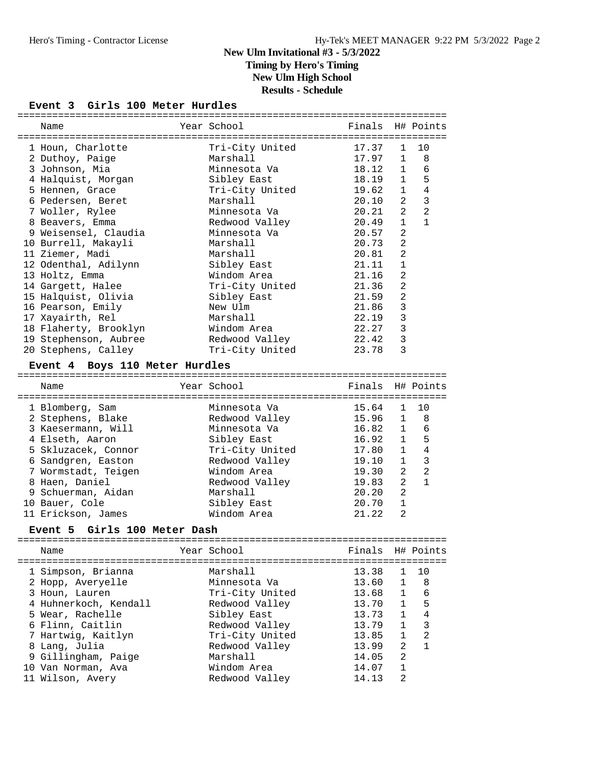# New Ulm Invitational #3 - 5/3/2022

**Timing by Hero's Timing**

**New Ulm High School**

**Results - Schedule**

### Event 3 Girls 100 Meter Hurdles

| | Name | Year | School | Finals | H# | Points |
|---|---|---|---|---|---|---|
| 1 | Houn, Charlotte | | Tri-City United | 17.37 | 1 | 10 |
| 2 | Duthoy, Paige | | Marshall | 17.97 | 1 | 8 |
| 3 | Johnson, Mia | | Minnesota Va | 18.12 | 1 | 6 |
| 4 | Halquist, Morgan | | Sibley East | 18.19 | 1 | 5 |
| 5 | Hennen, Grace | | Tri-City United | 19.62 | 1 | 4 |
| 6 | Pedersen, Beret | | Marshall | 20.10 | 2 | 3 |
| 7 | Woller, Rylee | | Minnesota Va | 20.21 | 2 | 2 |
| 8 | Beavers, Emma | | Redwood Valley | 20.49 | 1 | 1 |
| 9 | Weisensel, Claudia | | Minnesota Va | 20.57 | 2 | |
| 10 | Burrell, Makayli | | Marshall | 20.73 | 2 | |
| 11 | Ziemer, Madi | | Marshall | 20.81 | 2 | |
| 12 | Odenthal, Adilynn | | Sibley East | 21.11 | 1 | |
| 13 | Holtz, Emma | | Windom Area | 21.16 | 2 | |
| 14 | Gargett, Halee | | Tri-City United | 21.36 | 2 | |
| 15 | Halquist, Olivia | | Sibley East | 21.59 | 2 | |
| 16 | Pearson, Emily | | New Ulm | 21.86 | 3 | |
| 17 | Xayairth, Rel | | Marshall | 22.19 | 3 | |
| 18 | Flaherty, Brooklyn | | Windom Area | 22.27 | 3 | |
| 19 | Stephenson, Aubree | | Redwood Valley | 22.42 | 3 | |
| 20 | Stephens, Calley | | Tri-City United | 23.78 | 3 | |

### Event 4 Boys 110 Meter Hurdles

| | Name | Year | School | Finals | H# | Points |
|---|---|---|---|---|---|---|
| 1 | Blomberg, Sam | | Minnesota Va | 15.64 | 1 | 10 |
| 2 | Stephens, Blake | | Redwood Valley | 15.96 | 1 | 8 |
| 3 | Kaesermann, Will | | Minnesota Va | 16.82 | 1 | 6 |
| 4 | Elseth, Aaron | | Sibley East | 16.92 | 1 | 5 |
| 5 | Skluzacek, Connor | | Tri-City United | 17.80 | 1 | 4 |
| 6 | Sandgren, Easton | | Redwood Valley | 19.10 | 1 | 3 |
| 7 | Wormstadt, Teigen | | Windom Area | 19.30 | 2 | 2 |
| 8 | Haen, Daniel | | Redwood Valley | 19.83 | 2 | 1 |
| 9 | Schuerman, Aidan | | Marshall | 20.20 | 2 | |
| 10 | Bauer, Cole | | Sibley East | 20.70 | 1 | |
| 11 | Erickson, James | | Windom Area | 21.22 | 2 | |

### Event 5 Girls 100 Meter Dash

| | Name | Year | School | Finals | H# | Points |
|---|---|---|---|---|---|---|
| 1 | Simpson, Brianna | | Marshall | 13.38 | 1 | 10 |
| 2 | Hopp, Averyelle | | Minnesota Va | 13.60 | 1 | 8 |
| 3 | Houn, Lauren | | Tri-City United | 13.68 | 1 | 6 |
| 4 | Huhnerkoch, Kendall | | Redwood Valley | 13.70 | 1 | 5 |
| 5 | Wear, Rachelle | | Sibley East | 13.73 | 1 | 4 |
| 6 | Flinn, Caitlin | | Redwood Valley | 13.79 | 1 | 3 |
| 7 | Hartwig, Kaitlyn | | Tri-City United | 13.85 | 1 | 2 |
| 8 | Lang, Julia | | Redwood Valley | 13.99 | 2 | 1 |
| 9 | Gillingham, Paige | | Marshall | 14.05 | 2 | |
| 10 | Van Norman, Ava | | Windom Area | 14.07 | 1 | |
| 11 | Wilson, Avery | | Redwood Valley | 14.13 | 2 | |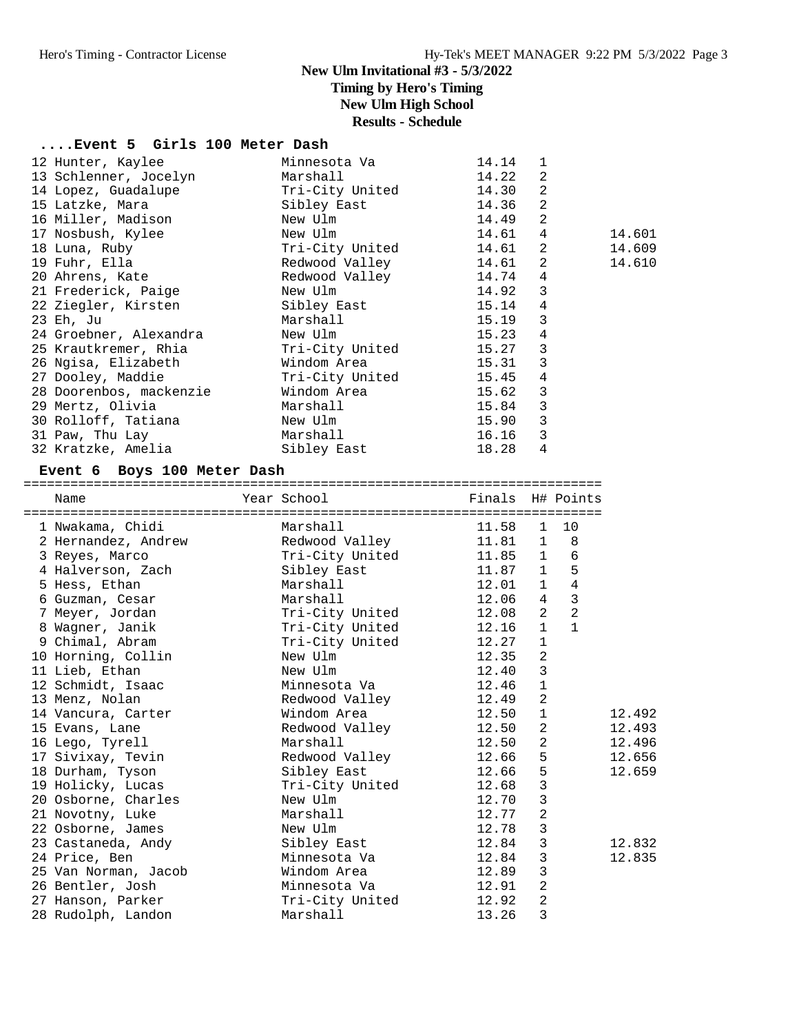# New Ulm Invitational #3 - 5/3/2022

**Timing by Hero's Timing**

**New Ulm High School**

**Results - Schedule**

## ....Event 5 Girls 100 Meter Dash

| Name | School | Finals | H# | Points | |
|---|---|---|---|---|---|
| 12 Hunter, Kaylee | Minnesota Va | 14.14 | 1 | | |
| 13 Schlenner, Jocelyn | Marshall | 14.22 | 2 | | |
| 14 Lopez, Guadalupe | Tri-City United | 14.30 | 2 | | |
| 15 Latzke, Mara | Sibley East | 14.36 | 2 | | |
| 16 Miller, Madison | New Ulm | 14.49 | 2 | | |
| 17 Nosbush, Kylee | New Ulm | 14.61 | 4 | | 14.601 |
| 18 Luna, Ruby | Tri-City United | 14.61 | 2 | | 14.609 |
| 19 Fuhr, Ella | Redwood Valley | 14.61 | 2 | | 14.610 |
| 20 Ahrens, Kate | Redwood Valley | 14.74 | 4 | | |
| 21 Frederick, Paige | New Ulm | 14.92 | 3 | | |
| 22 Ziegler, Kirsten | Sibley East | 15.14 | 4 | | |
| 23 Eh, Ju | Marshall | 15.19 | 3 | | |
| 24 Groebner, Alexandra | New Ulm | 15.23 | 4 | | |
| 25 Krautkremer, Rhia | Tri-City United | 15.27 | 3 | | |
| 26 Ngisa, Elizabeth | Windom Area | 15.31 | 3 | | |
| 27 Dooley, Maddie | Tri-City United | 15.45 | 4 | | |
| 28 Doorenbos, mackenzie | Windom Area | 15.62 | 3 | | |
| 29 Mertz, Olivia | Marshall | 15.84 | 3 | | |
| 30 Rolloff, Tatiana | New Ulm | 15.90 | 3 | | |
| 31 Paw, Thu Lay | Marshall | 16.16 | 3 | | |
| 32 Kratzke, Amelia | Sibley East | 18.28 | 4 | | |

## Event 6 Boys 100 Meter Dash

| Name | Year School | Finals | H# | Points | |
|---|---|---|---|---|---|
| 1 Nwakama, Chidi | Marshall | 11.58 | 1 | 10 | |
| 2 Hernandez, Andrew | Redwood Valley | 11.81 | 1 | 8 | |
| 3 Reyes, Marco | Tri-City United | 11.85 | 1 | 6 | |
| 4 Halverson, Zach | Sibley East | 11.87 | 1 | 5 | |
| 5 Hess, Ethan | Marshall | 12.01 | 1 | 4 | |
| 6 Guzman, Cesar | Marshall | 12.06 | 4 | 3 | |
| 7 Meyer, Jordan | Tri-City United | 12.08 | 2 | 2 | |
| 8 Wagner, Janik | Tri-City United | 12.16 | 1 | 1 | |
| 9 Chimal, Abram | Tri-City United | 12.27 | 1 | | |
| 10 Horning, Collin | New Ulm | 12.35 | 2 | | |
| 11 Lieb, Ethan | New Ulm | 12.40 | 3 | | |
| 12 Schmidt, Isaac | Minnesota Va | 12.46 | 1 | | |
| 13 Menz, Nolan | Redwood Valley | 12.49 | 2 | | |
| 14 Vancura, Carter | Windom Area | 12.50 | 1 | | 12.492 |
| 15 Evans, Lane | Redwood Valley | 12.50 | 2 | | 12.493 |
| 16 Lego, Tyrell | Marshall | 12.50 | 2 | | 12.496 |
| 17 Sivixay, Tevin | Redwood Valley | 12.66 | 5 | | 12.656 |
| 18 Durham, Tyson | Sibley East | 12.66 | 5 | | 12.659 |
| 19 Holicky, Lucas | Tri-City United | 12.68 | 3 | | |
| 20 Osborne, Charles | New Ulm | 12.70 | 3 | | |
| 21 Novotny, Luke | Marshall | 12.77 | 2 | | |
| 22 Osborne, James | New Ulm | 12.78 | 3 | | |
| 23 Castaneda, Andy | Sibley East | 12.84 | 3 | | 12.832 |
| 24 Price, Ben | Minnesota Va | 12.84 | 3 | | 12.835 |
| 25 Van Norman, Jacob | Windom Area | 12.89 | 3 | | |
| 26 Bentler, Josh | Minnesota Va | 12.91 | 2 | | |
| 27 Hanson, Parker | Tri-City United | 12.92 | 2 | | |
| 28 Rudolph, Landon | Marshall | 13.26 | 3 | | |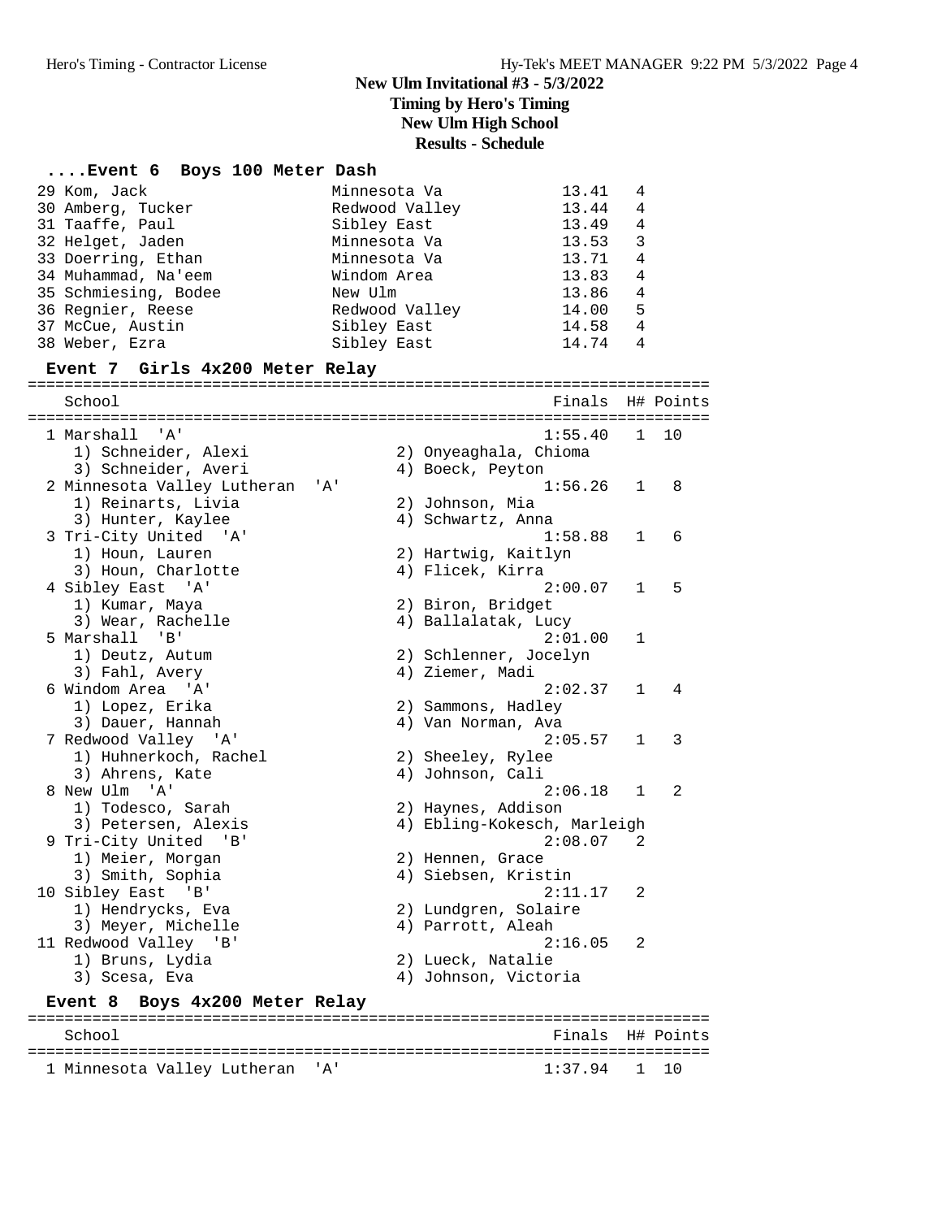New Ulm Invitational #3 - 5/3/2022
Timing by Hero's Timing
New Ulm High School
Results - Schedule

#### ....Event 6 Boys 100 Meter Dash

| | | | | |
|---|---|---|---|---|
| 29 | Kom, Jack | Minnesota Va | 13.41 | 4 |
| 30 | Amberg, Tucker | Redwood Valley | 13.44 | 4 |
| 31 | Taaffe, Paul | Sibley East | 13.49 | 4 |
| 32 | Helget, Jaden | Minnesota Va | 13.53 | 3 |
| 33 | Doerring, Ethan | Minnesota Va | 13.71 | 4 |
| 34 | Muhammad, Na'eem | Windom Area | 13.83 | 4 |
| 35 | Schmiesing, Bodee | New Ulm | 13.86 | 4 |
| 36 | Regnier, Reese | Redwood Valley | 14.00 | 5 |
| 37 | McCue, Austin | Sibley East | 14.58 | 4 |
| 38 | Weber, Ezra | Sibley East | 14.74 | 4 |

#### Event 7 Girls 4x200 Meter Relay

| School | Finals | H# | Points |
|---|---|---|---|
| 1 Marshall 'A' | 1:55.40 | 1 | 10 |
| 1) Schneider, Alexi; 2) Onyeaghala, Chioma; 3) Schneider, Averi; 4) Boeck, Peyton | | | |
| 2 Minnesota Valley Lutheran 'A' | 1:56.26 | 1 | 8 |
| 1) Reinarts, Livia; 2) Johnson, Mia; 3) Hunter, Kaylee; 4) Schwartz, Anna | | | |
| 3 Tri-City United 'A' | 1:58.88 | 1 | 6 |
| 1) Houn, Lauren; 2) Hartwig, Kaitlyn; 3) Houn, Charlotte; 4) Flicek, Kirra | | | |
| 4 Sibley East 'A' | 2:00.07 | 1 | 5 |
| 1) Kumar, Maya; 2) Biron, Bridget; 3) Wear, Rachelle; 4) Ballalatak, Lucy | | | |
| 5 Marshall 'B' | 2:01.00 | 1 | |
| 1) Deutz, Autum; 2) Schlenner, Jocelyn; 3) Fahl, Avery; 4) Ziemer, Madi | | | |
| 6 Windom Area 'A' | 2:02.37 | 1 | 4 |
| 1) Lopez, Erika; 2) Sammons, Hadley; 3) Dauer, Hannah; 4) Van Norman, Ava | | | |
| 7 Redwood Valley 'A' | 2:05.57 | 1 | 3 |
| 1) Huhnerkoch, Rachel; 2) Sheeley, Rylee; 3) Ahrens, Kate; 4) Johnson, Cali | | | |
| 8 New Ulm 'A' | 2:06.18 | 1 | 2 |
| 1) Todesco, Sarah; 2) Haynes, Addison; 3) Petersen, Alexis; 4) Ebling-Kokesch, Marleigh | | | |
| 9 Tri-City United 'B' | 2:08.07 | 2 | |
| 1) Meier, Morgan; 2) Hennen, Grace; 3) Smith, Sophia; 4) Siebsen, Kristin | | | |
| 10 Sibley East 'B' | 2:11.17 | 2 | |
| 1) Hendrycks, Eva; 2) Lundgren, Solaire; 3) Meyer, Michelle; 4) Parrott, Aleah | | | |
| 11 Redwood Valley 'B' | 2:16.05 | 2 | |
| 1) Bruns, Lydia; 2) Lueck, Natalie; 3) Scesa, Eva; 4) Johnson, Victoria | | | |

#### Event 8 Boys 4x200 Meter Relay

| School | Finals | H# | Points |
|---|---|---|---|
| 1 Minnesota Valley Lutheran 'A' | 1:37.94 | 1 | 10 |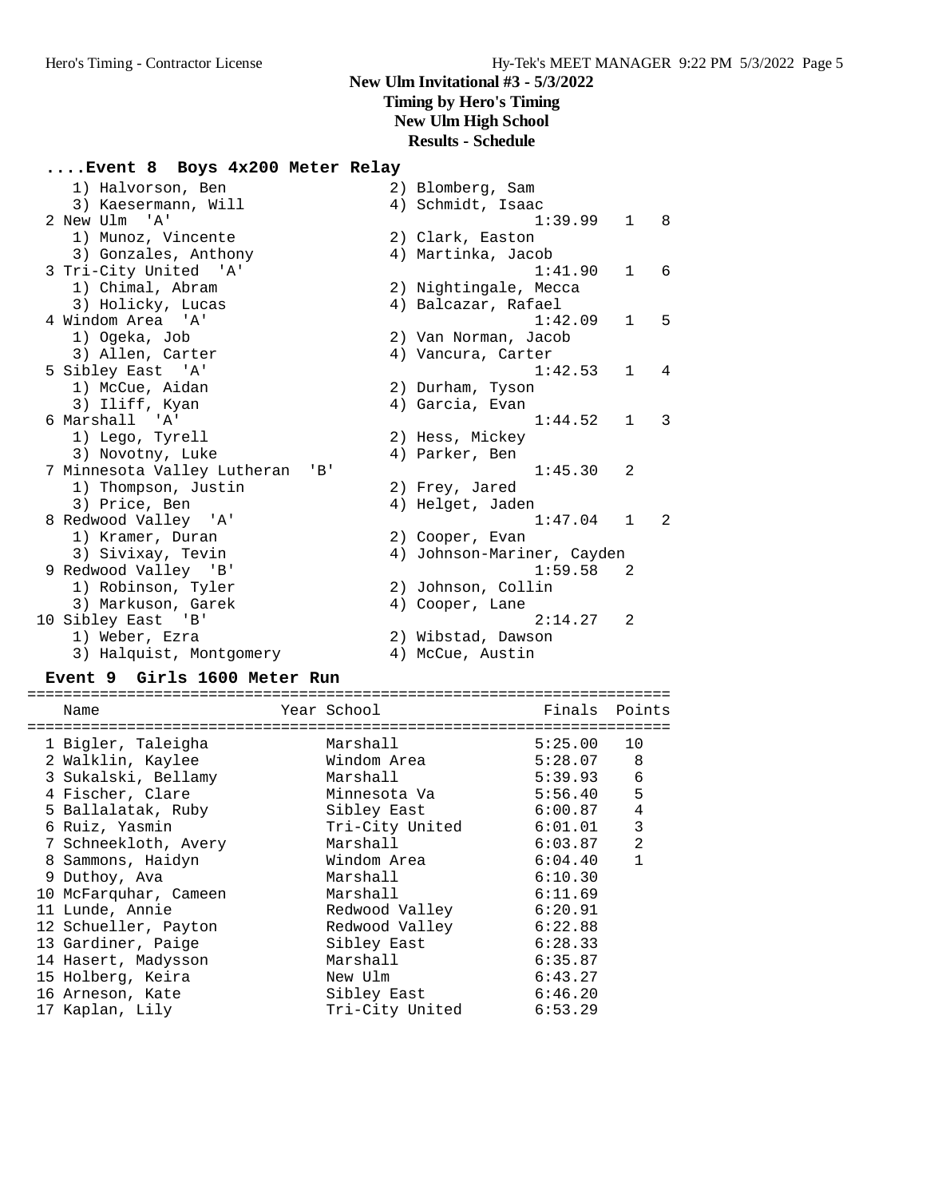# New Ulm Invitational #3 - 5/3/2022

**Timing by Hero's Timing**

**New Ulm High School**

**Results - Schedule**

### ....Event 8 Boys 4x200 Meter Relay

```
   1) Halvorson, Ben                   2) Blomberg, Sam
   3) Kaesermann, Will                 4) Schmidt, Isaac
 2 New Ulm  'A'                                     1:39.99   1   8
   1) Munoz, Vincente                  2) Clark, Easton
   3) Gonzales, Anthony                4) Martinka, Jacob
 3 Tri-City United  'A'                             1:41.90   1   6
   1) Chimal, Abram                    2) Nightingale, Mecca
   3) Holicky, Lucas                   4) Balcazar, Rafael
 4 Windom Area  'A'                                 1:42.09   1   5
   1) Ogeka, Job                       2) Van Norman, Jacob
   3) Allen, Carter                    4) Vancura, Carter
 5 Sibley East  'A'                                 1:42.53   1   4
   1) McCue, Aidan                     2) Durham, Tyson
   3) Iliff, Kyan                      4) Garcia, Evan
 6 Marshall  'A'                                    1:44.52   1   3
   1) Lego, Tyrell                     2) Hess, Mickey
   3) Novotny, Luke                    4) Parker, Ben
 7 Minnesota Valley Lutheran  'B'                   1:45.30   2
   1) Thompson, Justin                 2) Frey, Jared
   3) Price, Ben                       4) Helget, Jaden
 8 Redwood Valley  'A'                              1:47.04   1   2
   1) Kramer, Duran                    2) Cooper, Evan
   3) Sivixay, Tevin                   4) Johnson-Mariner, Cayden
 9 Redwood Valley  'B'                              1:59.58   2
   1) Robinson, Tyler                  2) Johnson, Collin
   3) Markuson, Garek                  4) Cooper, Lane
10 Sibley East  'B'                                 2:14.27   2
   1) Weber, Ezra                      2) Wibstad, Dawson
   3) Halquist, Montgomery             4) McCue, Austin
```

### Event 9 Girls 1600 Meter Run

| | Name | Year | School | Finals | Points |
|---|---|---|---|---|---|
| 1 | Bigler, Taleigha | | Marshall | 5:25.00 | 10 |
| 2 | Walklin, Kaylee | | Windom Area | 5:28.07 | 8 |
| 3 | Sukalski, Bellamy | | Marshall | 5:39.93 | 6 |
| 4 | Fischer, Clare | | Minnesota Va | 5:56.40 | 5 |
| 5 | Ballalatak, Ruby | | Sibley East | 6:00.87 | 4 |
| 6 | Ruiz, Yasmin | | Tri-City United | 6:01.01 | 3 |
| 7 | Schneekloth, Avery | | Marshall | 6:03.87 | 2 |
| 8 | Sammons, Haidyn | | Windom Area | 6:04.40 | 1 |
| 9 | Duthoy, Ava | | Marshall | 6:10.30 | |
| 10 | McFarquhar, Cameen | | Marshall | 6:11.69 | |
| 11 | Lunde, Annie | | Redwood Valley | 6:20.91 | |
| 12 | Schueller, Payton | | Redwood Valley | 6:22.88 | |
| 13 | Gardiner, Paige | | Sibley East | 6:28.33 | |
| 14 | Hasert, Madysson | | Marshall | 6:35.87 | |
| 15 | Holberg, Keira | | New Ulm | 6:43.27 | |
| 16 | Arneson, Kate | | Sibley East | 6:46.20 | |
| 17 | Kaplan, Lily | | Tri-City United | 6:53.29 | |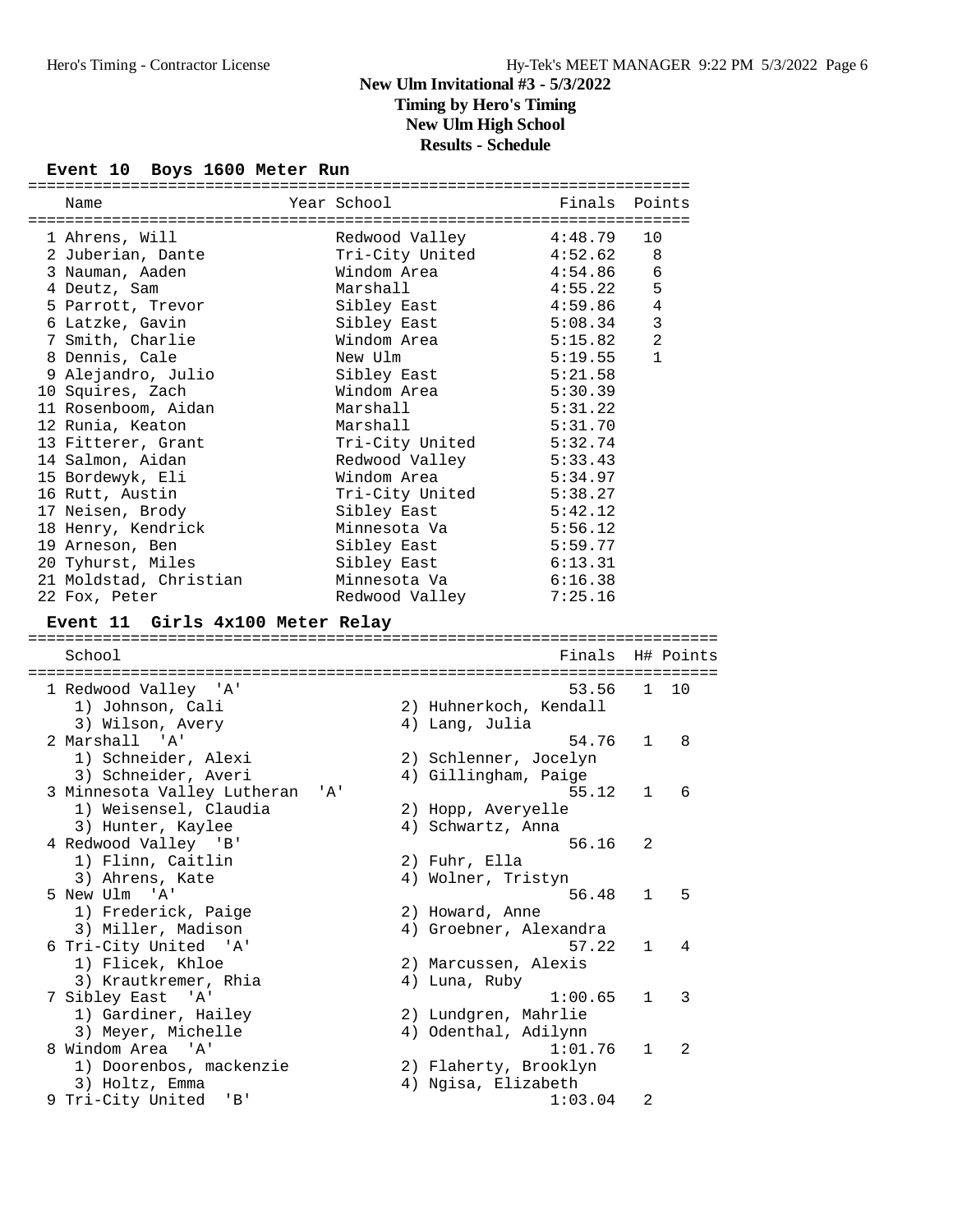# New Ulm Invitational #3 - 5/3/2022

**Timing by Hero's Timing**
**New Ulm High School**
**Results - Schedule**

## Event 10 Boys 1600 Meter Run

| | Name | Year | School | Finals | Points |
|---|---|---|---|---|---|
| 1 | Ahrens, Will | | Redwood Valley | 4:48.79 | 10 |
| 2 | Juberian, Dante | | Tri-City United | 4:52.62 | 8 |
| 3 | Nauman, Aaden | | Windom Area | 4:54.86 | 6 |
| 4 | Deutz, Sam | | Marshall | 4:55.22 | 5 |
| 5 | Parrott, Trevor | | Sibley East | 4:59.86 | 4 |
| 6 | Latzke, Gavin | | Sibley East | 5:08.34 | 3 |
| 7 | Smith, Charlie | | Windom Area | 5:15.82 | 2 |
| 8 | Dennis, Cale | | New Ulm | 5:19.55 | 1 |
| 9 | Alejandro, Julio | | Sibley East | 5:21.58 | |
| 10 | Squires, Zach | | Windom Area | 5:30.39 | |
| 11 | Rosenboom, Aidan | | Marshall | 5:31.22 | |
| 12 | Runia, Keaton | | Marshall | 5:31.70 | |
| 13 | Fitterer, Grant | | Tri-City United | 5:32.74 | |
| 14 | Salmon, Aidan | | Redwood Valley | 5:33.43 | |
| 15 | Bordewyk, Eli | | Windom Area | 5:34.97 | |
| 16 | Rutt, Austin | | Tri-City United | 5:38.27 | |
| 17 | Neisen, Brody | | Sibley East | 5:42.12 | |
| 18 | Henry, Kendrick | | Minnesota Va | 5:56.12 | |
| 19 | Arneson, Ben | | Sibley East | 5:59.77 | |
| 20 | Tyhurst, Miles | | Sibley East | 6:13.31 | |
| 21 | Moldstad, Christian | | Minnesota Va | 6:16.38 | |
| 22 | Fox, Peter | | Redwood Valley | 7:25.16 | |

## Event 11 Girls 4x100 Meter Relay

| | School | Finals | H# | Points |
|---|---|---|---|---|
| 1 | Redwood Valley 'A' | 53.56 | 1 | 10 |
| | 1) Johnson, Cali; 2) Huhnerkoch, Kendall; 3) Wilson, Avery; 4) Lang, Julia | | | |
| 2 | Marshall 'A' | 54.76 | 1 | 8 |
| | 1) Schneider, Alexi; 2) Schlenner, Jocelyn; 3) Schneider, Averi; 4) Gillingham, Paige | | | |
| 3 | Minnesota Valley Lutheran 'A' | 55.12 | 1 | 6 |
| | 1) Weisensel, Claudia; 2) Hopp, Averyelle; 3) Hunter, Kaylee; 4) Schwartz, Anna | | | |
| 4 | Redwood Valley 'B' | 56.16 | 2 | |
| | 1) Flinn, Caitlin; 2) Fuhr, Ella; 3) Ahrens, Kate; 4) Wolner, Tristyn | | | |
| 5 | New Ulm 'A' | 56.48 | 1 | 5 |
| | 1) Frederick, Paige; 2) Howard, Anne; 3) Miller, Madison; 4) Groebner, Alexandra | | | |
| 6 | Tri-City United 'A' | 57.22 | 1 | 4 |
| | 1) Flicek, Khloe; 2) Marcussen, Alexis; 3) Krautkremer, Rhia; 4) Luna, Ruby | | | |
| 7 | Sibley East 'A' | 1:00.65 | 1 | 3 |
| | 1) Gardiner, Hailey; 2) Lundgren, Mahrlie; 3) Meyer, Michelle; 4) Odenthal, Adilynn | | | |
| 8 | Windom Area 'A' | 1:01.76 | 1 | 2 |
| | 1) Doorenbos, mackenzie; 2) Flaherty, Brooklyn; 3) Holtz, Emma; 4) Ngisa, Elizabeth | | | |
| 9 | Tri-City United 'B' | 1:03.04 | 2 | |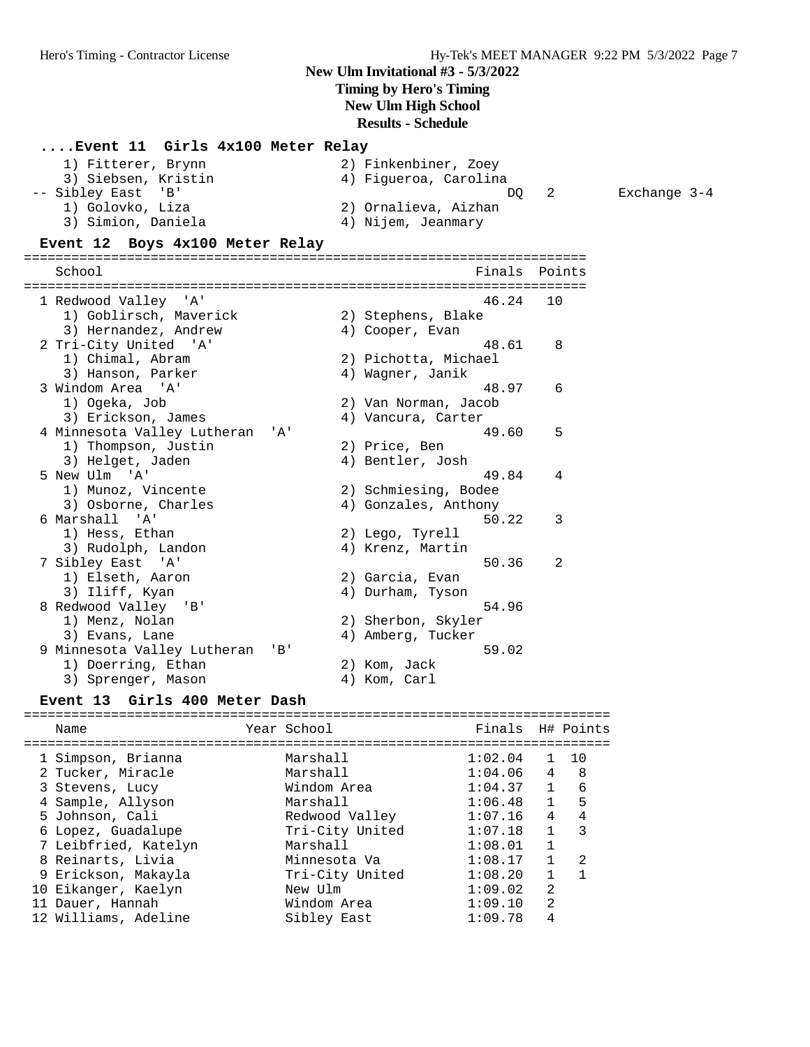New Ulm Invitational #3 - 5/3/2022

Timing by Hero's Timing

New Ulm High School

Results - Schedule

### ....Event 11 Girls 4x100 Meter Relay

```
    1) Fitterer, Brynn                2) Finkenbiner, Zoey
    3) Siebsen, Kristin               4) Figueroa, Carolina
 -- Sibley East  'B'                                  DQ   2         Exchange 3-4
    1) Golovko, Liza                  2) Ornalieva, Aizhan
    3) Simion, Daniela                4) Nijem, Jeanmary
```

### Event 12 Boys 4x100 Meter Relay

```
=====================================================================
   School                                            Finals  Points
=====================================================================
 1 Redwood Valley  'A'                                46.24   10
    1) Goblirsch, Maverick            2) Stephens, Blake
    3) Hernandez, Andrew              4) Cooper, Evan
 2 Tri-City United  'A'                               48.61    8
    1) Chimal, Abram                  2) Pichotta, Michael
    3) Hanson, Parker                 4) Wagner, Janik
 3 Windom Area  'A'                                   48.97    6
    1) Ogeka, Job                     2) Van Norman, Jacob
    3) Erickson, James                4) Vancura, Carter
 4 Minnesota Valley Lutheran  'A'                     49.60    5
    1) Thompson, Justin               2) Price, Ben
    3) Helget, Jaden                  4) Bentler, Josh
 5 New Ulm  'A'                                       49.84    4
    1) Munoz, Vincente                2) Schmiesing, Bodee
    3) Osborne, Charles               4) Gonzales, Anthony
 6 Marshall  'A'                                      50.22    3
    1) Hess, Ethan                    2) Lego, Tyrell
    3) Rudolph, Landon                4) Krenz, Martin
 7 Sibley East  'A'                                   50.36    2
    1) Elseth, Aaron                  2) Garcia, Evan
    3) Iliff, Kyan                    4) Durham, Tyson
 8 Redwood Valley  'B'                                54.96
    1) Menz, Nolan                    2) Sherbon, Skyler
    3) Evans, Lane                    4) Amberg, Tucker
 9 Minnesota Valley Lutheran  'B'                     59.02
    1) Doerring, Ethan                2) Kom, Jack
    3) Sprenger, Mason                4) Kom, Carl
```

### Event 13 Girls 400 Meter Dash

```
=========================================================================
    Name                    Year School                 Finals  H# Points
=========================================================================
  1 Simpson, Brianna             Marshall              1:02.04   1  10
  2 Tucker, Miracle              Marshall              1:04.06   4   8
  3 Stevens, Lucy                Windom Area           1:04.37   1   6
  4 Sample, Allyson              Marshall              1:06.48   1   5
  5 Johnson, Cali                Redwood Valley        1:07.16   4   4
  6 Lopez, Guadalupe             Tri-City United       1:07.18   1   3
  7 Leibfried, Katelyn           Marshall              1:08.01   1
  8 Reinarts, Livia              Minnesota Va          1:08.17   1   2
  9 Erickson, Makayla            Tri-City United       1:08.20   1   1
 10 Eikanger, Kaelyn             New Ulm               1:09.02   2
 11 Dauer, Hannah                Windom Area           1:09.10   2
 12 Williams, Adeline            Sibley East           1:09.78   4
```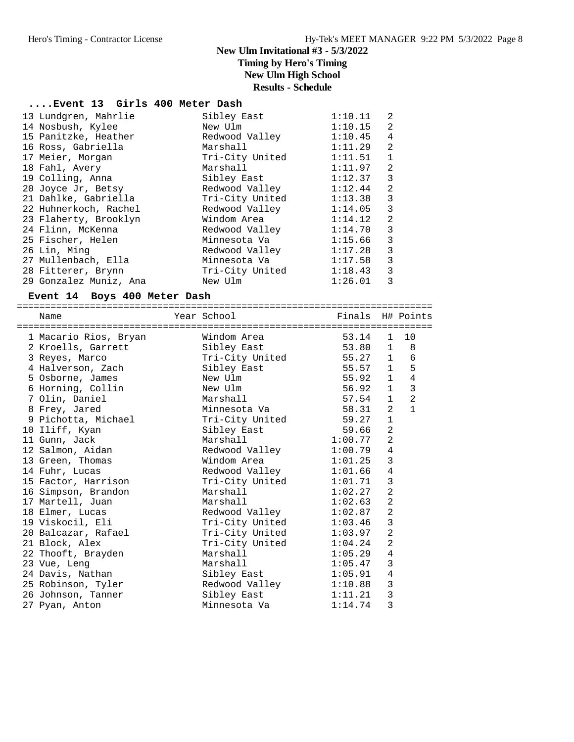## ....Event 13 Girls 400 Meter Dash

| | | | | |
|---|---|---|---|---|
| 13 | Lundgren, Mahrlie | Sibley East | 1:10.11 | 2 |
| 14 | Nosbush, Kylee | New Ulm | 1:10.15 | 2 |
| 15 | Panitzke, Heather | Redwood Valley | 1:10.45 | 4 |
| 16 | Ross, Gabriella | Marshall | 1:11.29 | 2 |
| 17 | Meier, Morgan | Tri-City United | 1:11.51 | 1 |
| 18 | Fahl, Avery | Marshall | 1:11.97 | 2 |
| 19 | Colling, Anna | Sibley East | 1:12.37 | 3 |
| 20 | Joyce Jr, Betsy | Redwood Valley | 1:12.44 | 2 |
| 21 | Dahlke, Gabriella | Tri-City United | 1:13.38 | 3 |
| 22 | Huhnerkoch, Rachel | Redwood Valley | 1:14.05 | 3 |
| 23 | Flaherty, Brooklyn | Windom Area | 1:14.12 | 2 |
| 24 | Flinn, McKenna | Redwood Valley | 1:14.70 | 3 |
| 25 | Fischer, Helen | Minnesota Va | 1:15.66 | 3 |
| 26 | Lin, Ming | Redwood Valley | 1:17.28 | 3 |
| 27 | Mullenbach, Ella | Minnesota Va | 1:17.58 | 3 |
| 28 | Fitterer, Brynn | Tri-City United | 1:18.43 | 3 |
| 29 | Gonzalez Muniz, Ana | New Ulm | 1:26.01 | 3 |

## Event 14 Boys 400 Meter Dash

| | Name | Year School | Finals | H# | Points |
|---|---|---|---|---|---|
| 1 | Macario Rios, Bryan | Windom Area | 53.14 | 1 | 10 |
| 2 | Kroells, Garrett | Sibley East | 53.80 | 1 | 8 |
| 3 | Reyes, Marco | Tri-City United | 55.27 | 1 | 6 |
| 4 | Halverson, Zach | Sibley East | 55.57 | 1 | 5 |
| 5 | Osborne, James | New Ulm | 55.92 | 1 | 4 |
| 6 | Horning, Collin | New Ulm | 56.92 | 1 | 3 |
| 7 | Olin, Daniel | Marshall | 57.54 | 1 | 2 |
| 8 | Frey, Jared | Minnesota Va | 58.31 | 2 | 1 |
| 9 | Pichotta, Michael | Tri-City United | 59.27 | 1 | |
| 10 | Iliff, Kyan | Sibley East | 59.66 | 2 | |
| 11 | Gunn, Jack | Marshall | 1:00.77 | 2 | |
| 12 | Salmon, Aidan | Redwood Valley | 1:00.79 | 4 | |
| 13 | Green, Thomas | Windom Area | 1:01.25 | 3 | |
| 14 | Fuhr, Lucas | Redwood Valley | 1:01.66 | 4 | |
| 15 | Factor, Harrison | Tri-City United | 1:01.71 | 3 | |
| 16 | Simpson, Brandon | Marshall | 1:02.27 | 2 | |
| 17 | Martell, Juan | Marshall | 1:02.63 | 2 | |
| 18 | Elmer, Lucas | Redwood Valley | 1:02.87 | 2 | |
| 19 | Viskocil, Eli | Tri-City United | 1:03.46 | 3 | |
| 20 | Balcazar, Rafael | Tri-City United | 1:03.97 | 2 | |
| 21 | Block, Alex | Tri-City United | 1:04.24 | 2 | |
| 22 | Thooft, Brayden | Marshall | 1:05.29 | 4 | |
| 23 | Vue, Leng | Marshall | 1:05.47 | 3 | |
| 24 | Davis, Nathan | Sibley East | 1:05.91 | 4 | |
| 25 | Robinson, Tyler | Redwood Valley | 1:10.88 | 3 | |
| 26 | Johnson, Tanner | Sibley East | 1:11.21 | 3 | |
| 27 | Pyan, Anton | Minnesota Va | 1:14.74 | 3 | |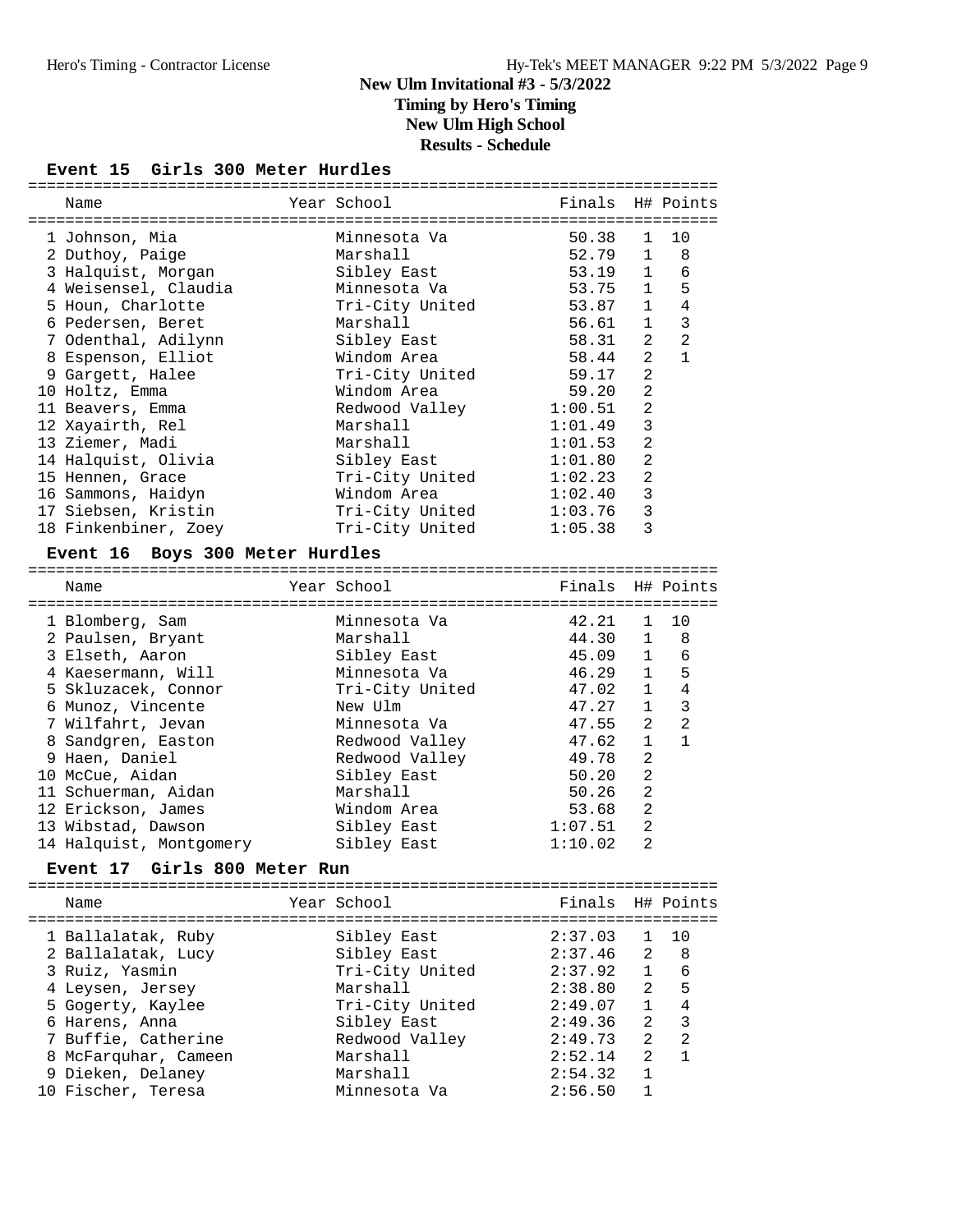# New Ulm Invitational #3 - 5/3/2022

**Timing by Hero's Timing**

**New Ulm High School**

**Results - Schedule**

## Event 15 Girls 300 Meter Hurdles

| Name | Year | School | Finals | H# | Points |
|---|---|---|---|---|---|
| 1 Johnson, Mia | | Minnesota Va | 50.38 | 1 | 10 |
| 2 Duthoy, Paige | | Marshall | 52.79 | 1 | 8 |
| 3 Halquist, Morgan | | Sibley East | 53.19 | 1 | 6 |
| 4 Weisensel, Claudia | | Minnesota Va | 53.75 | 1 | 5 |
| 5 Houn, Charlotte | | Tri-City United | 53.87 | 1 | 4 |
| 6 Pedersen, Beret | | Marshall | 56.61 | 1 | 3 |
| 7 Odenthal, Adilynn | | Sibley East | 58.31 | 2 | 2 |
| 8 Espenson, Elliot | | Windom Area | 58.44 | 2 | 1 |
| 9 Gargett, Halee | | Tri-City United | 59.17 | 2 | |
| 10 Holtz, Emma | | Windom Area | 59.20 | 2 | |
| 11 Beavers, Emma | | Redwood Valley | 1:00.51 | 2 | |
| 12 Xayairth, Rel | | Marshall | 1:01.49 | 3 | |
| 13 Ziemer, Madi | | Marshall | 1:01.53 | 2 | |
| 14 Halquist, Olivia | | Sibley East | 1:01.80 | 2 | |
| 15 Hennen, Grace | | Tri-City United | 1:02.23 | 2 | |
| 16 Sammons, Haidyn | | Windom Area | 1:02.40 | 3 | |
| 17 Siebsen, Kristin | | Tri-City United | 1:03.76 | 3 | |
| 18 Finkenbiner, Zoey | | Tri-City United | 1:05.38 | 3 | |

## Event 16 Boys 300 Meter Hurdles

| Name | Year | School | Finals | H# | Points |
|---|---|---|---|---|---|
| 1 Blomberg, Sam | | Minnesota Va | 42.21 | 1 | 10 |
| 2 Paulsen, Bryant | | Marshall | 44.30 | 1 | 8 |
| 3 Elseth, Aaron | | Sibley East | 45.09 | 1 | 6 |
| 4 Kaesermann, Will | | Minnesota Va | 46.29 | 1 | 5 |
| 5 Skluzacek, Connor | | Tri-City United | 47.02 | 1 | 4 |
| 6 Munoz, Vincente | | New Ulm | 47.27 | 1 | 3 |
| 7 Wilfahrt, Jevan | | Minnesota Va | 47.55 | 2 | 2 |
| 8 Sandgren, Easton | | Redwood Valley | 47.62 | 1 | 1 |
| 9 Haen, Daniel | | Redwood Valley | 49.78 | 2 | |
| 10 McCue, Aidan | | Sibley East | 50.20 | 2 | |
| 11 Schuerman, Aidan | | Marshall | 50.26 | 2 | |
| 12 Erickson, James | | Windom Area | 53.68 | 2 | |
| 13 Wibstad, Dawson | | Sibley East | 1:07.51 | 2 | |
| 14 Halquist, Montgomery | | Sibley East | 1:10.02 | 2 | |

## Event 17 Girls 800 Meter Run

| Name | Year | School | Finals | H# | Points |
|---|---|---|---|---|---|
| 1 Ballalatak, Ruby | | Sibley East | 2:37.03 | 1 | 10 |
| 2 Ballalatak, Lucy | | Sibley East | 2:37.46 | 2 | 8 |
| 3 Ruiz, Yasmin | | Tri-City United | 2:37.92 | 1 | 6 |
| 4 Leysen, Jersey | | Marshall | 2:38.80 | 2 | 5 |
| 5 Gogerty, Kaylee | | Tri-City United | 2:49.07 | 1 | 4 |
| 6 Harens, Anna | | Sibley East | 2:49.36 | 2 | 3 |
| 7 Buffie, Catherine | | Redwood Valley | 2:49.73 | 2 | 2 |
| 8 McFarquhar, Cameen | | Marshall | 2:52.14 | 2 | 1 |
| 9 Dieken, Delaney | | Marshall | 2:54.32 | 1 | |
| 10 Fischer, Teresa | | Minnesota Va | 2:56.50 | 1 | |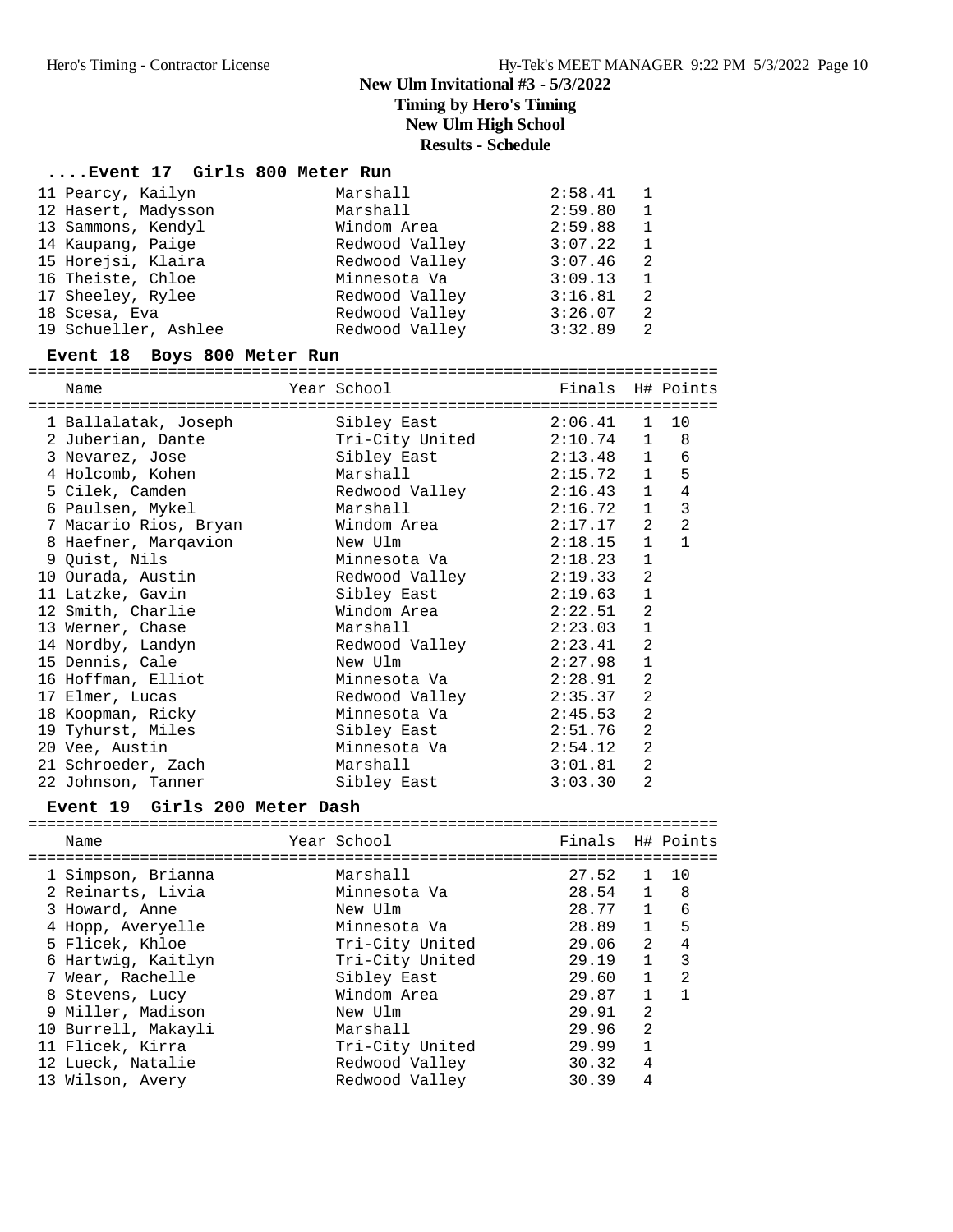# New Ulm Invitational #3 - 5/3/2022

**Timing by Hero's Timing**
**New Ulm High School**
**Results - Schedule**

## ....Event 17 Girls 800 Meter Run

| | Name | Year School | Finals | H# | Points |
|---|---|---|---|---|---|
| 11 | Pearcy, Kailyn | Marshall | 2:58.41 | 1 | |
| 12 | Hasert, Madysson | Marshall | 2:59.80 | 1 | |
| 13 | Sammons, Kendyl | Windom Area | 2:59.88 | 1 | |
| 14 | Kaupang, Paige | Redwood Valley | 3:07.22 | 1 | |
| 15 | Horejsi, Klaira | Redwood Valley | 3:07.46 | 2 | |
| 16 | Theiste, Chloe | Minnesota Va | 3:09.13 | 1 | |
| 17 | Sheeley, Rylee | Redwood Valley | 3:16.81 | 2 | |
| 18 | Scesa, Eva | Redwood Valley | 3:26.07 | 2 | |
| 19 | Schueller, Ashlee | Redwood Valley | 3:32.89 | 2 | |

## Event 18 Boys 800 Meter Run

| | Name | Year School | Finals | H# | Points |
|---|---|---|---|---|---|
| 1 | Ballalatak, Joseph | Sibley East | 2:06.41 | 1 | 10 |
| 2 | Juberian, Dante | Tri-City United | 2:10.74 | 1 | 8 |
| 3 | Nevarez, Jose | Sibley East | 2:13.48 | 1 | 6 |
| 4 | Holcomb, Kohen | Marshall | 2:15.72 | 1 | 5 |
| 5 | Cilek, Camden | Redwood Valley | 2:16.43 | 1 | 4 |
| 6 | Paulsen, Mykel | Marshall | 2:16.72 | 1 | 3 |
| 7 | Macario Rios, Bryan | Windom Area | 2:17.17 | 2 | 2 |
| 8 | Haefner, Marqavion | New Ulm | 2:18.15 | 1 | 1 |
| 9 | Quist, Nils | Minnesota Va | 2:18.23 | 1 | |
| 10 | Ourada, Austin | Redwood Valley | 2:19.33 | 2 | |
| 11 | Latzke, Gavin | Sibley East | 2:19.63 | 1 | |
| 12 | Smith, Charlie | Windom Area | 2:22.51 | 2 | |
| 13 | Werner, Chase | Marshall | 2:23.03 | 1 | |
| 14 | Nordby, Landyn | Redwood Valley | 2:23.41 | 2 | |
| 15 | Dennis, Cale | New Ulm | 2:27.98 | 1 | |
| 16 | Hoffman, Elliot | Minnesota Va | 2:28.91 | 2 | |
| 17 | Elmer, Lucas | Redwood Valley | 2:35.37 | 2 | |
| 18 | Koopman, Ricky | Minnesota Va | 2:45.53 | 2 | |
| 19 | Tyhurst, Miles | Sibley East | 2:51.76 | 2 | |
| 20 | Vee, Austin | Minnesota Va | 2:54.12 | 2 | |
| 21 | Schroeder, Zach | Marshall | 3:01.81 | 2 | |
| 22 | Johnson, Tanner | Sibley East | 3:03.30 | 2 | |

## Event 19 Girls 200 Meter Dash

| | Name | Year School | Finals | H# | Points |
|---|---|---|---|---|---|
| 1 | Simpson, Brianna | Marshall | 27.52 | 1 | 10 |
| 2 | Reinarts, Livia | Minnesota Va | 28.54 | 1 | 8 |
| 3 | Howard, Anne | New Ulm | 28.77 | 1 | 6 |
| 4 | Hopp, Averyelle | Minnesota Va | 28.89 | 1 | 5 |
| 5 | Flicek, Khloe | Tri-City United | 29.06 | 2 | 4 |
| 6 | Hartwig, Kaitlyn | Tri-City United | 29.19 | 1 | 3 |
| 7 | Wear, Rachelle | Sibley East | 29.60 | 1 | 2 |
| 8 | Stevens, Lucy | Windom Area | 29.87 | 1 | 1 |
| 9 | Miller, Madison | New Ulm | 29.91 | 2 | |
| 10 | Burrell, Makayli | Marshall | 29.96 | 2 | |
| 11 | Flicek, Kirra | Tri-City United | 29.99 | 1 | |
| 12 | Lueck, Natalie | Redwood Valley | 30.32 | 4 | |
| 13 | Wilson, Avery | Redwood Valley | 30.39 | 4 | |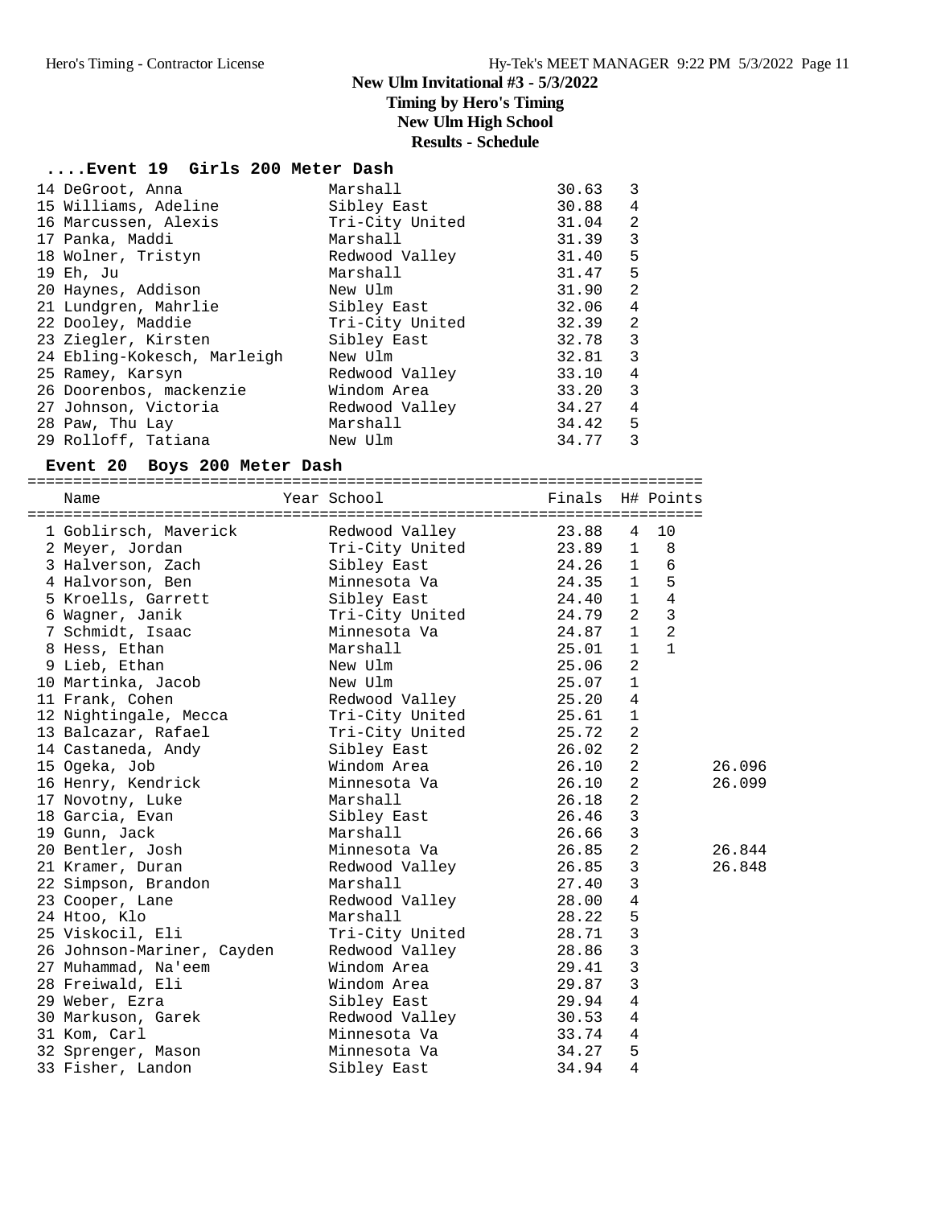# New Ulm Invitational #3 - 5/3/2022

**Timing by Hero's Timing**
**New Ulm High School**
**Results - Schedule**

### ....Event 19 Girls 200 Meter Dash

| Place | Name | School | Finals | H# |
|---|---|---|---|---|
| 14 | DeGroot, Anna | Marshall | 30.63 | 3 |
| 15 | Williams, Adeline | Sibley East | 30.88 | 4 |
| 16 | Marcussen, Alexis | Tri-City United | 31.04 | 2 |
| 17 | Panka, Maddi | Marshall | 31.39 | 3 |
| 18 | Wolner, Tristyn | Redwood Valley | 31.40 | 5 |
| 19 | Eh, Ju | Marshall | 31.47 | 5 |
| 20 | Haynes, Addison | New Ulm | 31.90 | 2 |
| 21 | Lundgren, Mahrlie | Sibley East | 32.06 | 4 |
| 22 | Dooley, Maddie | Tri-City United | 32.39 | 2 |
| 23 | Ziegler, Kirsten | Sibley East | 32.78 | 3 |
| 24 | Ebling-Kokesch, Marleigh | New Ulm | 32.81 | 3 |
| 25 | Ramey, Karsyn | Redwood Valley | 33.10 | 4 |
| 26 | Doorenbos, mackenzie | Windom Area | 33.20 | 3 |
| 27 | Johnson, Victoria | Redwood Valley | 34.27 | 4 |
| 28 | Paw, Thu Lay | Marshall | 34.42 | 5 |
| 29 | Rolloff, Tatiana | New Ulm | 34.77 | 3 |

### Event 20 Boys 200 Meter Dash

| Place | Name | Year | School | Finals | H# | Points | |
|---|---|---|---|---|---|---|---|
| 1 | Goblirsch, Maverick | | Redwood Valley | 23.88 | 4 | 10 | |
| 2 | Meyer, Jordan | | Tri-City United | 23.89 | 1 | 8 | |
| 3 | Halverson, Zach | | Sibley East | 24.26 | 1 | 6 | |
| 4 | Halvorson, Ben | | Minnesota Va | 24.35 | 1 | 5 | |
| 5 | Kroells, Garrett | | Sibley East | 24.40 | 1 | 4 | |
| 6 | Wagner, Janik | | Tri-City United | 24.79 | 2 | 3 | |
| 7 | Schmidt, Isaac | | Minnesota Va | 24.87 | 1 | 2 | |
| 8 | Hess, Ethan | | Marshall | 25.01 | 1 | 1 | |
| 9 | Lieb, Ethan | | New Ulm | 25.06 | 2 | | |
| 10 | Martinka, Jacob | | New Ulm | 25.07 | 1 | | |
| 11 | Frank, Cohen | | Redwood Valley | 25.20 | 4 | | |
| 12 | Nightingale, Mecca | | Tri-City United | 25.61 | 1 | | |
| 13 | Balcazar, Rafael | | Tri-City United | 25.72 | 2 | | |
| 14 | Castaneda, Andy | | Sibley East | 26.02 | 2 | | |
| 15 | Ogeka, Job | | Windom Area | 26.10 | 2 | | 26.096 |
| 16 | Henry, Kendrick | | Minnesota Va | 26.10 | 2 | | 26.099 |
| 17 | Novotny, Luke | | Marshall | 26.18 | 2 | | |
| 18 | Garcia, Evan | | Sibley East | 26.46 | 3 | | |
| 19 | Gunn, Jack | | Marshall | 26.66 | 3 | | |
| 20 | Bentler, Josh | | Minnesota Va | 26.85 | 2 | | 26.844 |
| 21 | Kramer, Duran | | Redwood Valley | 26.85 | 3 | | 26.848 |
| 22 | Simpson, Brandon | | Marshall | 27.40 | 3 | | |
| 23 | Cooper, Lane | | Redwood Valley | 28.00 | 4 | | |
| 24 | Htoo, Klo | | Marshall | 28.22 | 5 | | |
| 25 | Viskocil, Eli | | Tri-City United | 28.71 | 3 | | |
| 26 | Johnson-Mariner, Cayden | | Redwood Valley | 28.86 | 3 | | |
| 27 | Muhammad, Na'eem | | Windom Area | 29.41 | 3 | | |
| 28 | Freiwald, Eli | | Windom Area | 29.87 | 3 | | |
| 29 | Weber, Ezra | | Sibley East | 29.94 | 4 | | |
| 30 | Markuson, Garek | | Redwood Valley | 30.53 | 4 | | |
| 31 | Kom, Carl | | Minnesota Va | 33.74 | 4 | | |
| 32 | Sprenger, Mason | | Minnesota Va | 34.27 | 5 | | |
| 33 | Fisher, Landon | | Sibley East | 34.94 | 4 | | |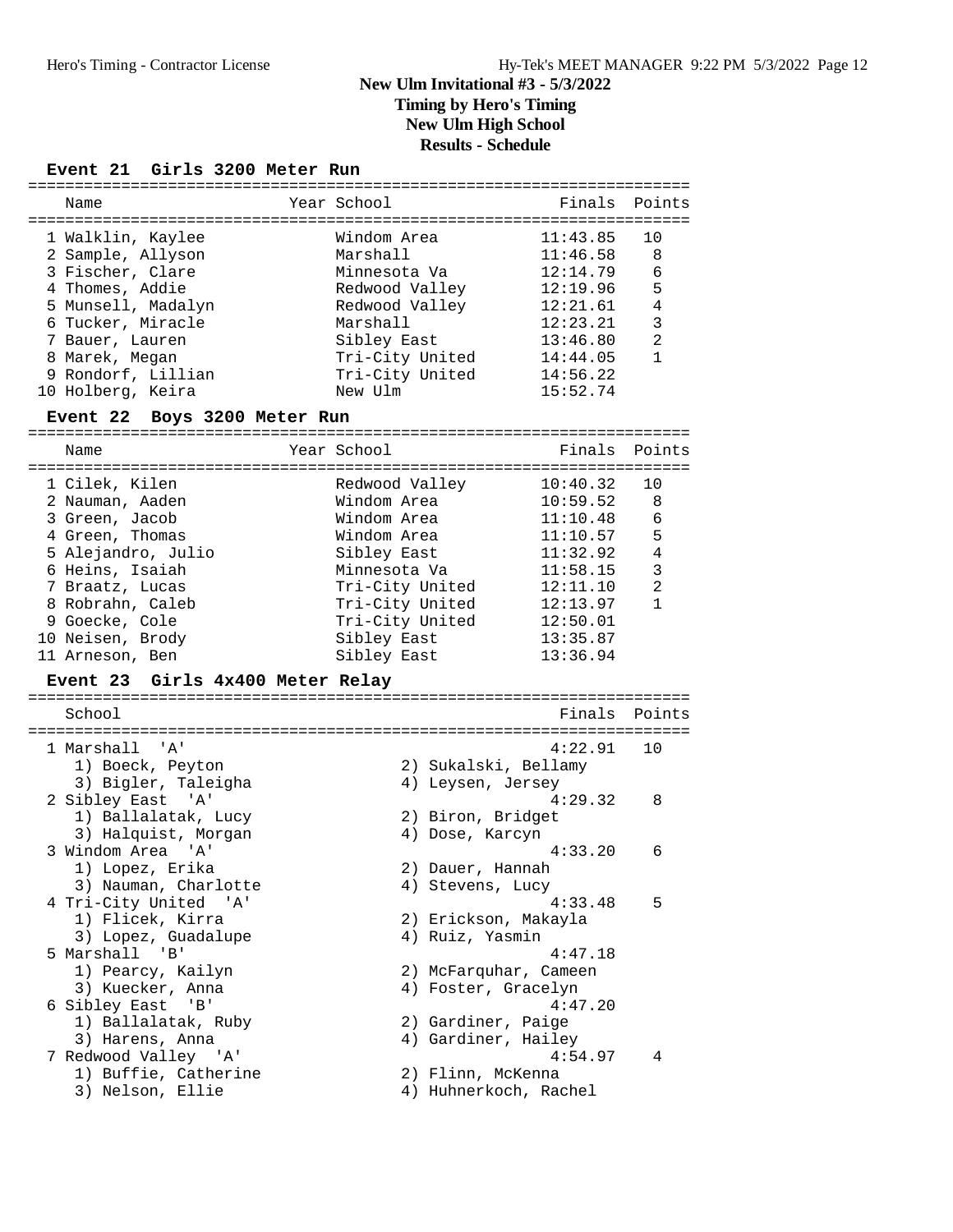# New Ulm Invitational #3 - 5/3/2022

**Timing by Hero's Timing**
**New Ulm High School**
**Results - Schedule**

## Event 21 Girls 3200 Meter Run

| | Name | Year | School | Finals | Points |
|---|---|---|---|---|---|
| 1 | Walklin, Kaylee | | Windom Area | 11:43.85 | 10 |
| 2 | Sample, Allyson | | Marshall | 11:46.58 | 8 |
| 3 | Fischer, Clare | | Minnesota Va | 12:14.79 | 6 |
| 4 | Thomes, Addie | | Redwood Valley | 12:19.96 | 5 |
| 5 | Munsell, Madalyn | | Redwood Valley | 12:21.61 | 4 |
| 6 | Tucker, Miracle | | Marshall | 12:23.21 | 3 |
| 7 | Bauer, Lauren | | Sibley East | 13:46.80 | 2 |
| 8 | Marek, Megan | | Tri-City United | 14:44.05 | 1 |
| 9 | Rondorf, Lillian | | Tri-City United | 14:56.22 | |
| 10 | Holberg, Keira | | New Ulm | 15:52.74 | |

## Event 22 Boys 3200 Meter Run

| | Name | Year | School | Finals | Points |
|---|---|---|---|---|---|
| 1 | Cilek, Kilen | | Redwood Valley | 10:40.32 | 10 |
| 2 | Nauman, Aaden | | Windom Area | 10:59.52 | 8 |
| 3 | Green, Jacob | | Windom Area | 11:10.48 | 6 |
| 4 | Green, Thomas | | Windom Area | 11:10.57 | 5 |
| 5 | Alejandro, Julio | | Sibley East | 11:32.92 | 4 |
| 6 | Heins, Isaiah | | Minnesota Va | 11:58.15 | 3 |
| 7 | Braatz, Lucas | | Tri-City United | 12:11.10 | 2 |
| 8 | Robrahn, Caleb | | Tri-City United | 12:13.97 | 1 |
| 9 | Goecke, Cole | | Tri-City United | 12:50.01 | |
| 10 | Neisen, Brody | | Sibley East | 13:35.87 | |
| 11 | Arneson, Ben | | Sibley East | 13:36.94 | |

## Event 23 Girls 4x400 Meter Relay

| | School | Finals | Points |
|---|---|---|---|
| 1 | Marshall 'A' | 4:22.91 | 10 |
| | 1) Boeck, Peyton; 2) Sukalski, Bellamy; 3) Bigler, Taleigha; 4) Leysen, Jersey | | |
| 2 | Sibley East 'A' | 4:29.32 | 8 |
| | 1) Ballalatak, Lucy; 2) Biron, Bridget; 3) Halquist, Morgan; 4) Dose, Karcyn | | |
| 3 | Windom Area 'A' | 4:33.20 | 6 |
| | 1) Lopez, Erika; 2) Dauer, Hannah; 3) Nauman, Charlotte; 4) Stevens, Lucy | | |
| 4 | Tri-City United 'A' | 4:33.48 | 5 |
| | 1) Flicek, Kirra; 2) Erickson, Makayla; 3) Lopez, Guadalupe; 4) Ruiz, Yasmin | | |
| 5 | Marshall 'B' | 4:47.18 | |
| | 1) Pearcy, Kailyn; 2) McFarquhar, Cameen; 3) Kuecker, Anna; 4) Foster, Gracelyn | | |
| 6 | Sibley East 'B' | 4:47.20 | |
| | 1) Ballalatak, Ruby; 2) Gardiner, Paige; 3) Harens, Anna; 4) Gardiner, Hailey | | |
| 7 | Redwood Valley 'A' | 4:54.97 | 4 |
| | 1) Buffie, Catherine; 2) Flinn, McKenna; 3) Nelson, Ellie; 4) Huhnerkoch, Rachel | | |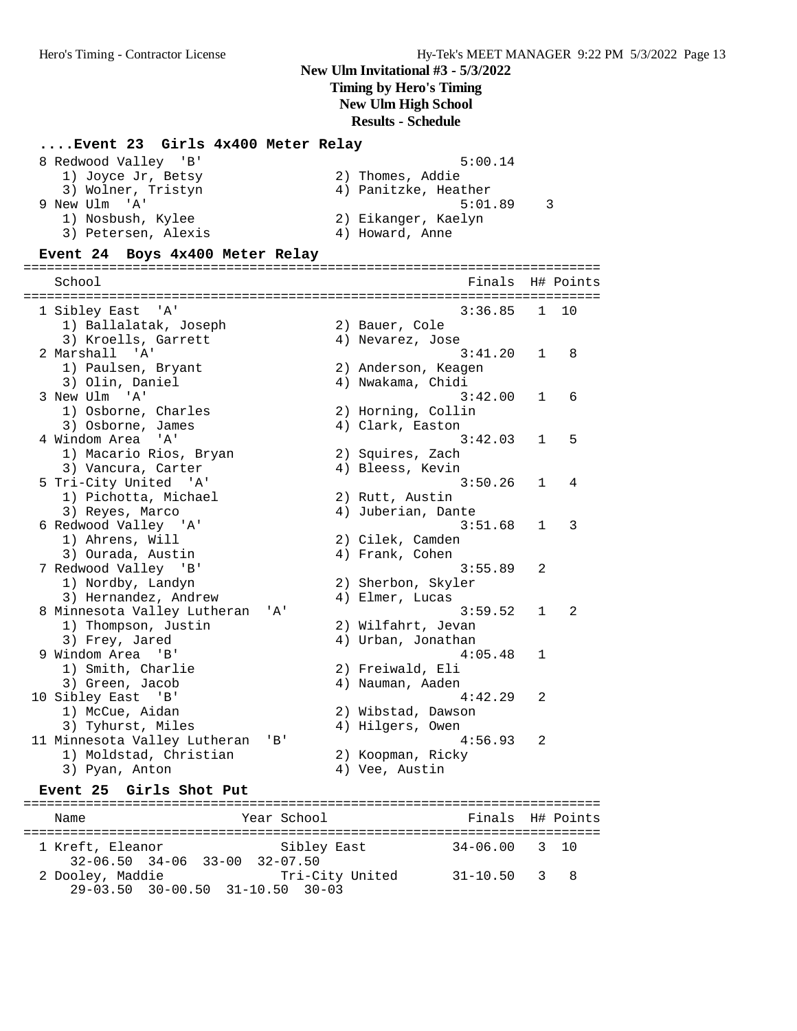New Ulm Invitational #3 - 5/3/2022
Timing by Hero's Timing
New Ulm High School
Results - Schedule

## ....Event 23 Girls 4x400 Meter Relay

| | | |
|---|---|---|
| 8 Redwood Valley 'B' | 5:00.14 | |
| 1) Joyce Jr, Betsy 2) Thomes, Addie 3) Wolner, Tristyn 4) Panitzke, Heather | | |
| 9 New Ulm 'A' | 5:01.89 | 3 |
| 1) Nosbush, Kylee 2) Eikanger, Kaelyn 3) Petersen, Alexis 4) Howard, Anne | | |

## Event 24 Boys 4x400 Meter Relay

| School | Finals | H# | Points |
|---|---|---|---|
| 1 Sibley East 'A' | 3:36.85 | 1 | 10 |
| 1) Ballalatak, Joseph 2) Bauer, Cole 3) Kroells, Garrett 4) Nevarez, Jose | | | |
| 2 Marshall 'A' | 3:41.20 | 1 | 8 |
| 1) Paulsen, Bryant 2) Anderson, Keagen 3) Olin, Daniel 4) Nwakama, Chidi | | | |
| 3 New Ulm 'A' | 3:42.00 | 1 | 6 |
| 1) Osborne, Charles 2) Horning, Collin 3) Osborne, James 4) Clark, Easton | | | |
| 4 Windom Area 'A' | 3:42.03 | 1 | 5 |
| 1) Macario Rios, Bryan 2) Squires, Zach 3) Vancura, Carter 4) Bleess, Kevin | | | |
| 5 Tri-City United 'A' | 3:50.26 | 1 | 4 |
| 1) Pichotta, Michael 2) Rutt, Austin 3) Reyes, Marco 4) Juberian, Dante | | | |
| 6 Redwood Valley 'A' | 3:51.68 | 1 | 3 |
| 1) Ahrens, Will 2) Cilek, Camden 3) Ourada, Austin 4) Frank, Cohen | | | |
| 7 Redwood Valley 'B' | 3:55.89 | 2 | |
| 1) Nordby, Landyn 2) Sherbon, Skyler 3) Hernandez, Andrew 4) Elmer, Lucas | | | |
| 8 Minnesota Valley Lutheran 'A' | 3:59.52 | 1 | 2 |
| 1) Thompson, Justin 2) Wilfahrt, Jevan 3) Frey, Jared 4) Urban, Jonathan | | | |
| 9 Windom Area 'B' | 4:05.48 | 1 | |
| 1) Smith, Charlie 2) Freiwald, Eli 3) Green, Jacob 4) Nauman, Aaden | | | |
| 10 Sibley East 'B' | 4:42.29 | 2 | |
| 1) McCue, Aidan 2) Wibstad, Dawson 3) Tyhurst, Miles 4) Hilgers, Owen | | | |
| 11 Minnesota Valley Lutheran 'B' | 4:56.93 | 2 | |
| 1) Moldstad, Christian 2) Koopman, Ricky 3) Pyan, Anton 4) Vee, Austin | | | |

## Event 25 Girls Shot Put

| Name | Year | School | Finals | H# | Points |
|---|---|---|---|---|---|
| 1 Kreft, Eleanor | | Sibley East | 34-06.00 | 3 | 10 |
| 32-06.50 34-06 33-00 32-07.50 | | | | | |
| 2 Dooley, Maddie | | Tri-City United | 31-10.50 | 3 | 8 |
| 29-03.50 30-00.50 31-10.50 30-03 | | | | | |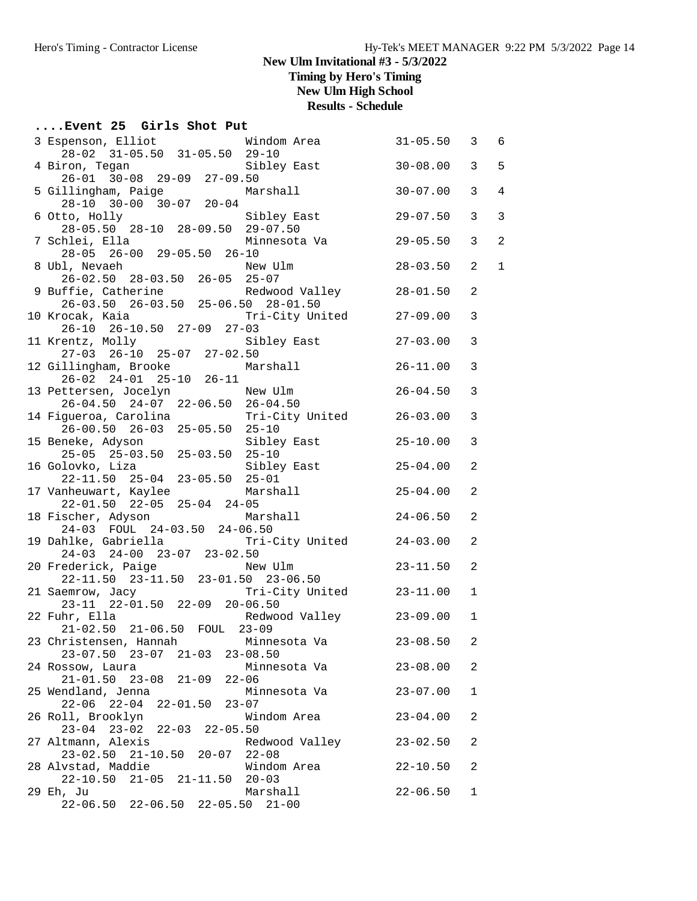# New Ulm Invitational #3 - 5/3/2022

**Timing by Hero's Timing**

**New Ulm High School**

**Results - Schedule**

### ....Event 25 Girls Shot Put

| Place | Name | School | Mark | Flight | Points |
|---|---|---|---|---|---|
| 3 | Espenson, Elliot | Windom Area | 31-05.50 | 3 | 6 |
| | 28-02 31-05.50 31-05.50 29-10 | | | | |
| 4 | Biron, Tegan | Sibley East | 30-08.00 | 3 | 5 |
| | 26-01 30-08 29-09 27-09.50 | | | | |
| 5 | Gillingham, Paige | Marshall | 30-07.00 | 3 | 4 |
| | 28-10 30-00 30-07 20-04 | | | | |
| 6 | Otto, Holly | Sibley East | 29-07.50 | 3 | 3 |
| | 28-05.50 28-10 28-09.50 29-07.50 | | | | |
| 7 | Schlei, Ella | Minnesota Va | 29-05.50 | 3 | 2 |
| | 28-05 26-00 29-05.50 26-10 | | | | |
| 8 | Ubl, Nevaeh | New Ulm | 28-03.50 | 2 | 1 |
| | 26-02.50 28-03.50 26-05 25-07 | | | | |
| 9 | Buffie, Catherine | Redwood Valley | 28-01.50 | 2 | |
| | 26-03.50 26-03.50 25-06.50 28-01.50 | | | | |
| 10 | Krocak, Kaia | Tri-City United | 27-09.00 | 3 | |
| | 26-10 26-10.50 27-09 27-03 | | | | |
| 11 | Krentz, Molly | Sibley East | 27-03.00 | 3 | |
| | 27-03 26-10 25-07 27-02.50 | | | | |
| 12 | Gillingham, Brooke | Marshall | 26-11.00 | 3 | |
| | 26-02 24-01 25-10 26-11 | | | | |
| 13 | Pettersen, Jocelyn | New Ulm | 26-04.50 | 3 | |
| | 26-04.50 24-07 22-06.50 26-04.50 | | | | |
| 14 | Figueroa, Carolina | Tri-City United | 26-03.00 | 3 | |
| | 26-00.50 26-03 25-05.50 25-10 | | | | |
| 15 | Beneke, Adyson | Sibley East | 25-10.00 | 3 | |
| | 25-05 25-03.50 25-03.50 25-10 | | | | |
| 16 | Golovko, Liza | Sibley East | 25-04.00 | 2 | |
| | 22-11.50 25-04 23-05.50 25-01 | | | | |
| 17 | Vanheuwart, Kaylee | Marshall | 25-04.00 | 2 | |
| | 22-01.50 22-05 25-04 24-05 | | | | |
| 18 | Fischer, Adyson | Marshall | 24-06.50 | 2 | |
| | 24-03 FOUL 24-03.50 24-06.50 | | | | |
| 19 | Dahlke, Gabriella | Tri-City United | 24-03.00 | 2 | |
| | 24-03 24-00 23-07 23-02.50 | | | | |
| 20 | Frederick, Paige | New Ulm | 23-11.50 | 2 | |
| | 22-11.50 23-11.50 23-01.50 23-06.50 | | | | |
| 21 | Saemrow, Jacy | Tri-City United | 23-11.00 | 1 | |
| | 23-11 22-01.50 22-09 20-06.50 | | | | |
| 22 | Fuhr, Ella | Redwood Valley | 23-09.00 | 1 | |
| | 21-02.50 21-06.50 FOUL 23-09 | | | | |
| 23 | Christensen, Hannah | Minnesota Va | 23-08.50 | 2 | |
| | 23-07.50 23-07 21-03 23-08.50 | | | | |
| 24 | Rossow, Laura | Minnesota Va | 23-08.00 | 2 | |
| | 21-01.50 23-08 21-09 22-06 | | | | |
| 25 | Wendland, Jenna | Minnesota Va | 23-07.00 | 1 | |
| | 22-06 22-04 22-01.50 23-07 | | | | |
| 26 | Roll, Brooklyn | Windom Area | 23-04.00 | 2 | |
| | 23-04 23-02 22-03 22-05.50 | | | | |
| 27 | Altmann, Alexis | Redwood Valley | 23-02.50 | 2 | |
| | 23-02.50 21-10.50 20-07 22-08 | | | | |
| 28 | Alvstad, Maddie | Windom Area | 22-10.50 | 2 | |
| | 22-10.50 21-05 21-11.50 20-03 | | | | |
| 29 | Eh, Ju | Marshall | 22-06.50 | 1 | |
| | 22-06.50 22-06.50 22-05.50 21-00 | | | | |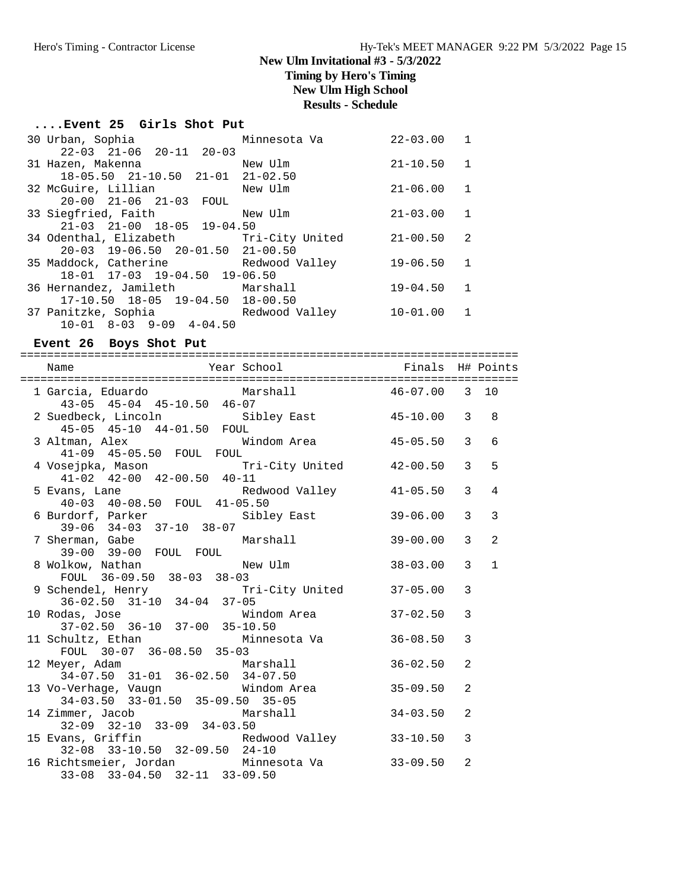# New Ulm Invitational #3 - 5/3/2022

**Timing by Hero's Timing**

**New Ulm High School**

**Results - Schedule**

### ....Event 25 Girls Shot Put

| | | | | |
|---|---|---|---|---|
| 30 Urban, Sophia | Minnesota Va | 22-03.00 | 1 | |
| 22-03 21-06 20-11 20-03 | | | | |
| 31 Hazen, Makenna | New Ulm | 21-10.50 | 1 | |
| 18-05.50 21-10.50 21-01 21-02.50 | | | | |
| 32 McGuire, Lillian | New Ulm | 21-06.00 | 1 | |
| 20-00 21-06 21-03 FOUL | | | | |
| 33 Siegfried, Faith | New Ulm | 21-03.00 | 1 | |
| 21-03 21-00 18-05 19-04.50 | | | | |
| 34 Odenthal, Elizabeth | Tri-City United | 21-00.50 | 2 | |
| 20-03 19-06.50 20-01.50 21-00.50 | | | | |
| 35 Maddock, Catherine | Redwood Valley | 19-06.50 | 1 | |
| 18-01 17-03 19-04.50 19-06.50 | | | | |
| 36 Hernandez, Jamileth | Marshall | 19-04.50 | 1 | |
| 17-10.50 18-05 19-04.50 18-00.50 | | | | |
| 37 Panitzke, Sophia | Redwood Valley | 10-01.00 | 1 | |
| 10-01 8-03 9-09 4-04.50 | | | | |

### Event 26 Boys Shot Put

| Name | Year School | Finals | H# | Points |
|---|---|---|---|---|
| 1 Garcia, Eduardo | Marshall | 46-07.00 | 3 | 10 |
| 43-05 45-04 45-10.50 46-07 | | | | |
| 2 Suedbeck, Lincoln | Sibley East | 45-10.00 | 3 | 8 |
| 45-05 45-10 44-01.50 FOUL | | | | |
| 3 Altman, Alex | Windom Area | 45-05.50 | 3 | 6 |
| 41-09 45-05.50 FOUL FOUL | | | | |
| 4 Vosejpka, Mason | Tri-City United | 42-00.50 | 3 | 5 |
| 41-02 42-00 42-00.50 40-11 | | | | |
| 5 Evans, Lane | Redwood Valley | 41-05.50 | 3 | 4 |
| 40-03 40-08.50 FOUL 41-05.50 | | | | |
| 6 Burdorf, Parker | Sibley East | 39-06.00 | 3 | 3 |
| 39-06 34-03 37-10 38-07 | | | | |
| 7 Sherman, Gabe | Marshall | 39-00.00 | 3 | 2 |
| 39-00 39-00 FOUL FOUL | | | | |
| 8 Wolkow, Nathan | New Ulm | 38-03.00 | 3 | 1 |
| FOUL 36-09.50 38-03 38-03 | | | | |
| 9 Schendel, Henry | Tri-City United | 37-05.00 | 3 | |
| 36-02.50 31-10 34-04 37-05 | | | | |
| 10 Rodas, Jose | Windom Area | 37-02.50 | 3 | |
| 37-02.50 36-10 37-00 35-10.50 | | | | |
| 11 Schultz, Ethan | Minnesota Va | 36-08.50 | 3 | |
| FOUL 30-07 36-08.50 35-03 | | | | |
| 12 Meyer, Adam | Marshall | 36-02.50 | 2 | |
| 34-07.50 31-01 36-02.50 34-07.50 | | | | |
| 13 Vo-Verhage, Vaugn | Windom Area | 35-09.50 | 2 | |
| 34-03.50 33-01.50 35-09.50 35-05 | | | | |
| 14 Zimmer, Jacob | Marshall | 34-03.50 | 2 | |
| 32-09 32-10 33-09 34-03.50 | | | | |
| 15 Evans, Griffin | Redwood Valley | 33-10.50 | 3 | |
| 32-08 33-10.50 32-09.50 24-10 | | | | |
| 16 Richtsmeier, Jordan | Minnesota Va | 33-09.50 | 2 | |
| 33-08 33-04.50 32-11 33-09.50 | | | | |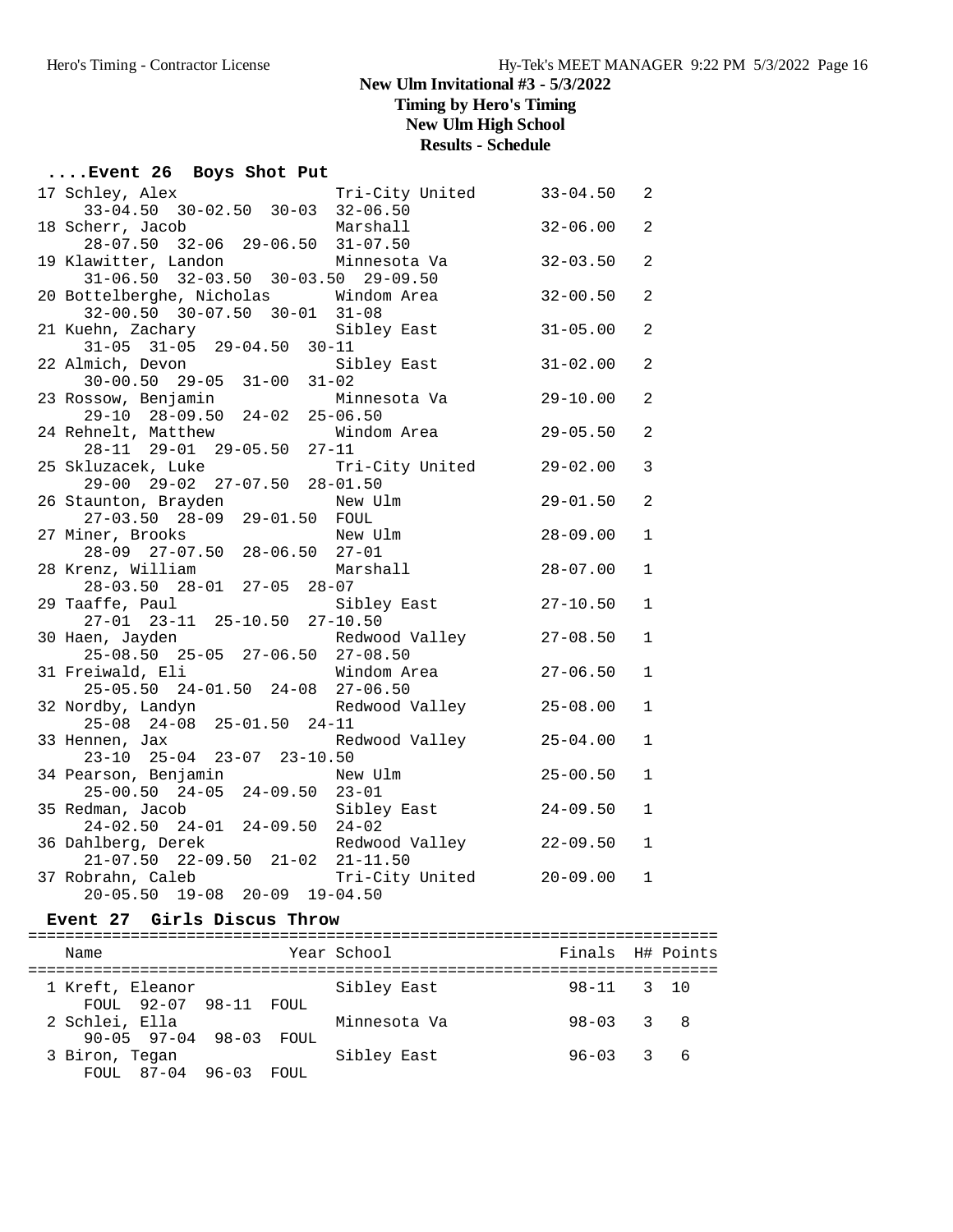New Ulm Invitational #3 - 5/3/2022
Timing by Hero's Timing
New Ulm High School
Results - Schedule

### ....Event 26 Boys Shot Put

```
 17 Schley, Alex                 Tri-City United      33-04.50   2
     33-04.50  30-02.50  30-03  32-06.50
 18 Scherr, Jacob                Marshall             32-06.00   2
     28-07.50  32-06  29-06.50  31-07.50
 19 Klawitter, Landon            Minnesota Va         32-03.50   2
     31-06.50  32-03.50  30-03.50  29-09.50
 20 Bottelberghe, Nicholas       Windom Area          32-00.50   2
     32-00.50  30-07.50  30-01  31-08
 21 Kuehn, Zachary               Sibley East          31-05.00   2
     31-05  31-05  29-04.50  30-11
 22 Almich, Devon                Sibley East          31-02.00   2
     30-00.50  29-05  31-00  31-02
 23 Rossow, Benjamin             Minnesota Va         29-10.00   2
     29-10  28-09.50  24-02  25-06.50
 24 Rehnelt, Matthew             Windom Area          29-05.50   2
     28-11  29-01  29-05.50  27-11
 25 Skluzacek, Luke              Tri-City United      29-02.00   3
     29-00  29-02  27-07.50  28-01.50
 26 Staunton, Brayden            New Ulm              29-01.50   2
     27-03.50  28-09  29-01.50  FOUL
 27 Miner, Brooks                New Ulm              28-09.00   1
     28-09  27-07.50  28-06.50  27-01
 28 Krenz, William               Marshall             28-07.00   1
     28-03.50  28-01  27-05  28-07
 29 Taaffe, Paul                 Sibley East          27-10.50   1
     27-01  23-11  25-10.50  27-10.50
 30 Haen, Jayden                 Redwood Valley       27-08.50   1
     25-08.50  25-05  27-06.50  27-08.50
 31 Freiwald, Eli                Windom Area          27-06.50   1
     25-05.50  24-01.50  24-08  27-06.50
 32 Nordby, Landyn               Redwood Valley       25-08.00   1
     25-08  24-08  25-01.50  24-11
 33 Hennen, Jax                  Redwood Valley       25-04.00   1
     23-10  25-04  23-07  23-10.50
 34 Pearson, Benjamin            New Ulm              25-00.50   1
     25-00.50  24-05  24-09.50  23-01
 35 Redman, Jacob                Sibley East          24-09.50   1
     24-02.50  24-01  24-09.50  24-02
 36 Dahlberg, Derek              Redwood Valley       22-09.50   1
     21-07.50  22-09.50  21-02  21-11.50
 37 Robrahn, Caleb               Tri-City United      20-09.00   1
     20-05.50  19-08  20-09  19-04.50
```

### Event 27 Girls Discus Throw

```
========================================================================
    Name                    Year School                 Finals  H# Points
========================================================================
  1 Kreft, Eleanor               Sibley East             98-11   3  10
     FOUL  92-07  98-11  FOUL
  2 Schlei, Ella                 Minnesota Va            98-03   3   8
     90-05  97-04  98-03  FOUL
  3 Biron, Tegan                 Sibley East             96-03   3   6
     FOUL  87-04  96-03  FOUL
```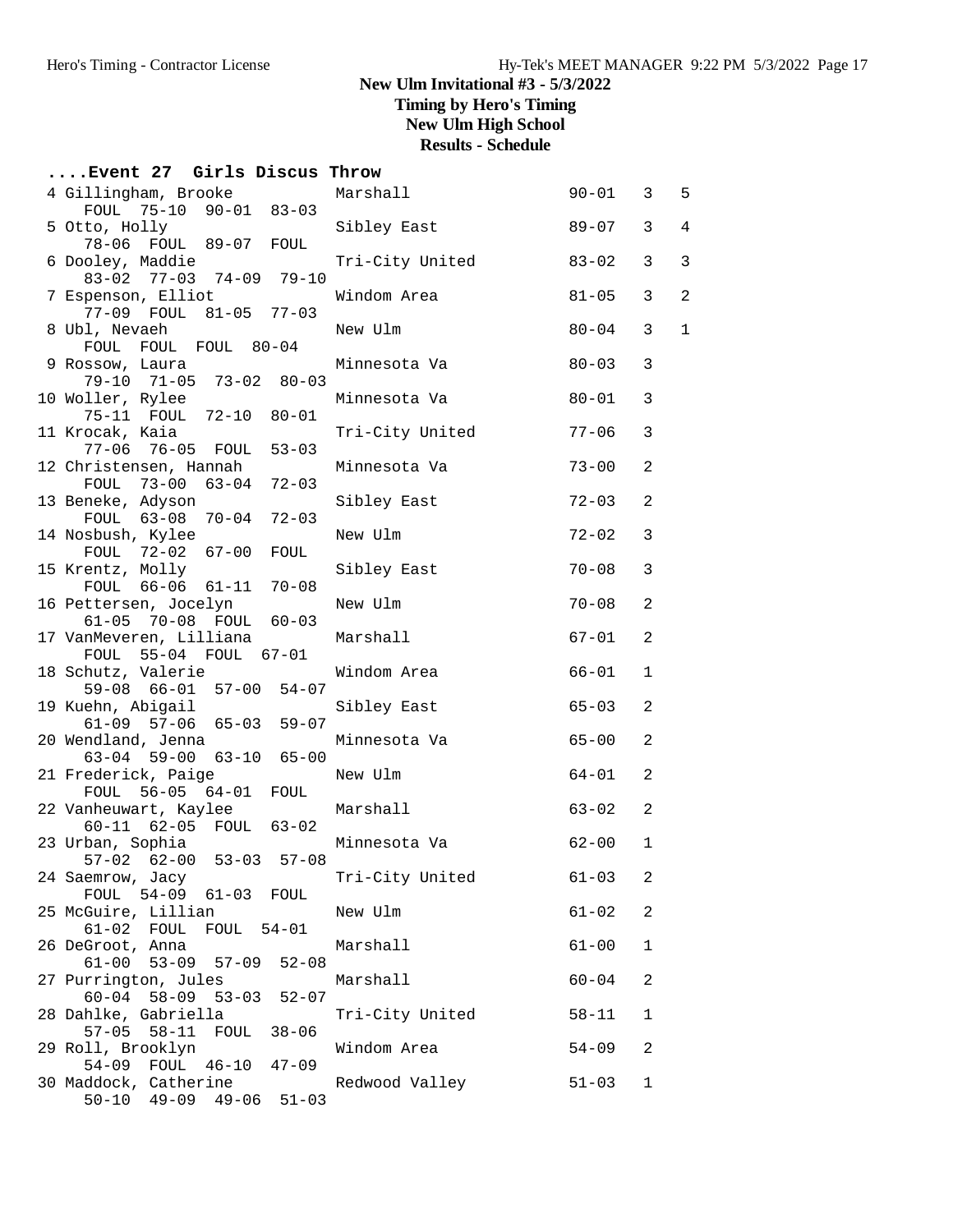## New Ulm Invitational #3 - 5/3/2022

**Timing by Hero's Timing**
**New Ulm High School**
**Results - Schedule**

### ....Event 27 Girls Discus Throw

| Place | Name | School | Mark | Flight | Points |
|---|---|---|---|---|---|
| 4 | Gillingham, Brooke | Marshall | 90-01 | 3 | 5 |
| | FOUL 75-10 90-01 83-03 | | | | |
| 5 | Otto, Holly | Sibley East | 89-07 | 3 | 4 |
| | 78-06 FOUL 89-07 FOUL | | | | |
| 6 | Dooley, Maddie | Tri-City United | 83-02 | 3 | 3 |
| | 83-02 77-03 74-09 79-10 | | | | |
| 7 | Espenson, Elliot | Windom Area | 81-05 | 3 | 2 |
| | 77-09 FOUL 81-05 77-03 | | | | |
| 8 | Ubl, Nevaeh | New Ulm | 80-04 | 3 | 1 |
| | FOUL FOUL FOUL 80-04 | | | | |
| 9 | Rossow, Laura | Minnesota Va | 80-03 | 3 | |
| | 79-10 71-05 73-02 80-03 | | | | |
| 10 | Woller, Rylee | Minnesota Va | 80-01 | 3 | |
| | 75-11 FOUL 72-10 80-01 | | | | |
| 11 | Krocak, Kaia | Tri-City United | 77-06 | 3 | |
| | 77-06 76-05 FOUL 53-03 | | | | |
| 12 | Christensen, Hannah | Minnesota Va | 73-00 | 2 | |
| | FOUL 73-00 63-04 72-03 | | | | |
| 13 | Beneke, Adyson | Sibley East | 72-03 | 2 | |
| | FOUL 63-08 70-04 72-03 | | | | |
| 14 | Nosbush, Kylee | New Ulm | 72-02 | 3 | |
| | FOUL 72-02 67-00 FOUL | | | | |
| 15 | Krentz, Molly | Sibley East | 70-08 | 3 | |
| | FOUL 66-06 61-11 70-08 | | | | |
| 16 | Pettersen, Jocelyn | New Ulm | 70-08 | 2 | |
| | 61-05 70-08 FOUL 60-03 | | | | |
| 17 | VanMeveren, Lilliana | Marshall | 67-01 | 2 | |
| | FOUL 55-04 FOUL 67-01 | | | | |
| 18 | Schutz, Valerie | Windom Area | 66-01 | 1 | |
| | 59-08 66-01 57-00 54-07 | | | | |
| 19 | Kuehn, Abigail | Sibley East | 65-03 | 2 | |
| | 61-09 57-06 65-03 59-07 | | | | |
| 20 | Wendland, Jenna | Minnesota Va | 65-00 | 2 | |
| | 63-04 59-00 63-10 65-00 | | | | |
| 21 | Frederick, Paige | New Ulm | 64-01 | 2 | |
| | FOUL 56-05 64-01 FOUL | | | | |
| 22 | Vanheuwart, Kaylee | Marshall | 63-02 | 2 | |
| | 60-11 62-05 FOUL 63-02 | | | | |
| 23 | Urban, Sophia | Minnesota Va | 62-00 | 1 | |
| | 57-02 62-00 53-03 57-08 | | | | |
| 24 | Saemrow, Jacy | Tri-City United | 61-03 | 2 | |
| | FOUL 54-09 61-03 FOUL | | | | |
| 25 | McGuire, Lillian | New Ulm | 61-02 | 2 | |
| | 61-02 FOUL FOUL 54-01 | | | | |
| 26 | DeGroot, Anna | Marshall | 61-00 | 1 | |
| | 61-00 53-09 57-09 52-08 | | | | |
| 27 | Purrington, Jules | Marshall | 60-04 | 2 | |
| | 60-04 58-09 53-03 52-07 | | | | |
| 28 | Dahlke, Gabriella | Tri-City United | 58-11 | 1 | |
| | 57-05 58-11 FOUL 38-06 | | | | |
| 29 | Roll, Brooklyn | Windom Area | 54-09 | 2 | |
| | 54-09 FOUL 46-10 47-09 | | | | |
| 30 | Maddock, Catherine | Redwood Valley | 51-03 | 1 | |
| | 50-10 49-09 49-06 51-03 | | | | |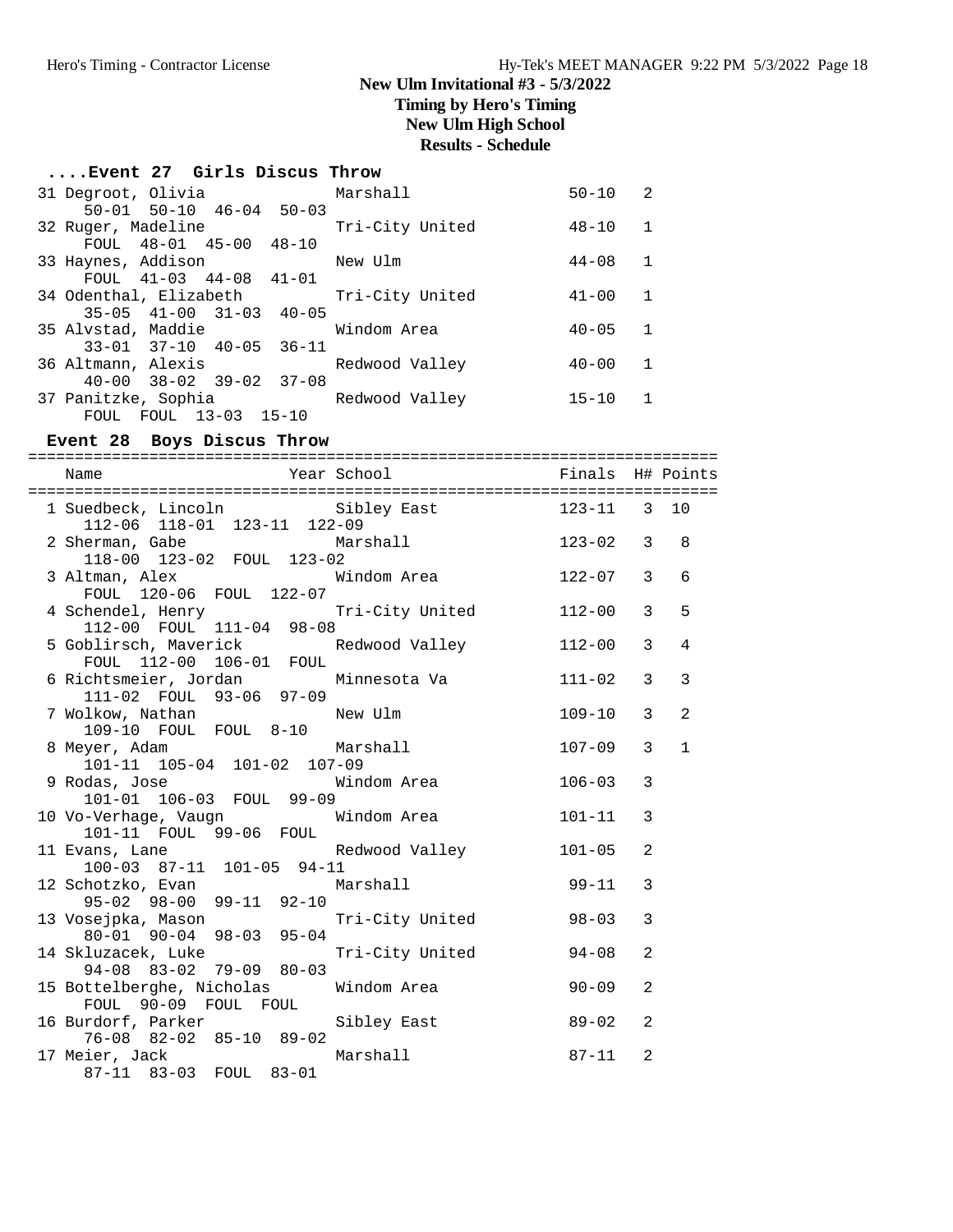# New Ulm Invitational #3 - 5/3/2022

**Timing by Hero's Timing**

**New Ulm High School**

**Results - Schedule**

### ....Event 27 Girls Discus Throw

| Place | Name | Year | School | Finals | H# | Points |
|---|---|---|---|---|---|---|
| 31 | Degroot, Olivia | | Marshall | 50-10 | 2 | |
| | 50-01 50-10 46-04 50-03 | | | | | |
| 32 | Ruger, Madeline | | Tri-City United | 48-10 | 1 | |
| | FOUL 48-01 45-00 48-10 | | | | | |
| 33 | Haynes, Addison | | New Ulm | 44-08 | 1 | |
| | FOUL 41-03 44-08 41-01 | | | | | |
| 34 | Odenthal, Elizabeth | | Tri-City United | 41-00 | 1 | |
| | 35-05 41-00 31-03 40-05 | | | | | |
| 35 | Alvstad, Maddie | | Windom Area | 40-05 | 1 | |
| | 33-01 37-10 40-05 36-11 | | | | | |
| 36 | Altmann, Alexis | | Redwood Valley | 40-00 | 1 | |
| | 40-00 38-02 39-02 37-08 | | | | | |
| 37 | Panitzke, Sophia | | Redwood Valley | 15-10 | 1 | |
| | FOUL FOUL 13-03 15-10 | | | | | |

### Event 28 Boys Discus Throw

| Place | Name | Year | School | Finals | H# | Points |
|---|---|---|---|---|---|---|
| 1 | Suedbeck, Lincoln | | Sibley East | 123-11 | 3 | 10 |
| | 112-06 118-01 123-11 122-09 | | | | | |
| 2 | Sherman, Gabe | | Marshall | 123-02 | 3 | 8 |
| | 118-00 123-02 FOUL 123-02 | | | | | |
| 3 | Altman, Alex | | Windom Area | 122-07 | 3 | 6 |
| | FOUL 120-06 FOUL 122-07 | | | | | |
| 4 | Schendel, Henry | | Tri-City United | 112-00 | 3 | 5 |
| | 112-00 FOUL 111-04 98-08 | | | | | |
| 5 | Goblirsch, Maverick | | Redwood Valley | 112-00 | 3 | 4 |
| | FOUL 112-00 106-01 FOUL | | | | | |
| 6 | Richtsmeier, Jordan | | Minnesota Va | 111-02 | 3 | 3 |
| | 111-02 FOUL 93-06 97-09 | | | | | |
| 7 | Wolkow, Nathan | | New Ulm | 109-10 | 3 | 2 |
| | 109-10 FOUL FOUL 8-10 | | | | | |
| 8 | Meyer, Adam | | Marshall | 107-09 | 3 | 1 |
| | 101-11 105-04 101-02 107-09 | | | | | |
| 9 | Rodas, Jose | | Windom Area | 106-03 | 3 | |
| | 101-01 106-03 FOUL 99-09 | | | | | |
| 10 | Vo-Verhage, Vaugn | | Windom Area | 101-11 | 3 | |
| | 101-11 FOUL 99-06 FOUL | | | | | |
| 11 | Evans, Lane | | Redwood Valley | 101-05 | 2 | |
| | 100-03 87-11 101-05 94-11 | | | | | |
| 12 | Schotzko, Evan | | Marshall | 99-11 | 3 | |
| | 95-02 98-00 99-11 92-10 | | | | | |
| 13 | Vosejpka, Mason | | Tri-City United | 98-03 | 3 | |
| | 80-01 90-04 98-03 95-04 | | | | | |
| 14 | Skluzacek, Luke | | Tri-City United | 94-08 | 2 | |
| | 94-08 83-02 79-09 80-03 | | | | | |
| 15 | Bottelberghe, Nicholas | | Windom Area | 90-09 | 2 | |
| | FOUL 90-09 FOUL FOUL | | | | | |
| 16 | Burdorf, Parker | | Sibley East | 89-02 | 2 | |
| | 76-08 82-02 85-10 89-02 | | | | | |
| 17 | Meier, Jack | | Marshall | 87-11 | 2 | |
| | 87-11 83-03 FOUL 83-01 | | | | | |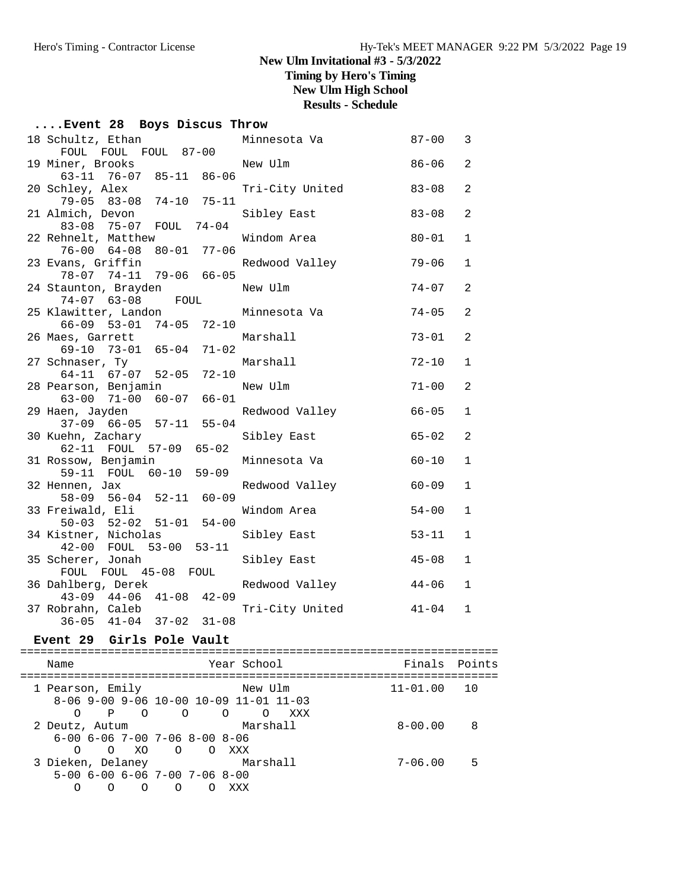# New Ulm Invitational #3 - 5/3/2022

**Timing by Hero's Timing**
**New Ulm High School**
**Results - Schedule**

## ....Event 28 Boys Discus Throw

```
 18 Schultz, Ethan               Minnesota Va             87-00   3
      FOUL  FOUL  FOUL  87-00
 19 Miner, Brooks                New Ulm                  86-06   2
      63-11  76-07  85-11  86-06
 20 Schley, Alex                 Tri-City United          83-08   2
      79-05  83-08  74-10  75-11
 21 Almich, Devon                Sibley East              83-08   2
      83-08  75-07  FOUL  74-04
 22 Rehnelt, Matthew             Windom Area              80-01   1
      76-00  64-08  80-01  77-06
 23 Evans, Griffin               Redwood Valley           79-06   1
      78-07  74-11  79-06  66-05
 24 Staunton, Brayden            New Ulm                  74-07   2
      74-07  63-08     FOUL
 25 Klawitter, Landon            Minnesota Va             74-05   2
      66-09  53-01  74-05  72-10
 26 Maes, Garrett                Marshall                 73-01   2
      69-10  73-01  65-04  71-02
 27 Schnaser, Ty                 Marshall                 72-10   1
      64-11  67-07  52-05  72-10
 28 Pearson, Benjamin            New Ulm                  71-00   2
      63-00  71-00  60-07  66-01
 29 Haen, Jayden                 Redwood Valley           66-05   1
      37-09  66-05  57-11  55-04
 30 Kuehn, Zachary               Sibley East              65-02   2
      62-11  FOUL  57-09  65-02
 31 Rossow, Benjamin             Minnesota Va             60-10   1
      59-11  FOUL  60-10  59-09
 32 Hennen, Jax                  Redwood Valley           60-09   1
      58-09  56-04  52-11  60-09
 33 Freiwald, Eli                Windom Area              54-00   1
      50-03  52-02  51-01  54-00
 34 Kistner, Nicholas            Sibley East              53-11   1
      42-00  FOUL  53-00  53-11
 35 Scherer, Jonah               Sibley East              45-08   1
      FOUL  FOUL  45-08  FOUL
 36 Dahlberg, Derek              Redwood Valley           44-06   1
      43-09  44-06  41-08  42-09
 37 Robrahn, Caleb               Tri-City United          41-04   1
      36-05  41-04  37-02  31-08
```

## Event 29 Girls Pole Vault

```
=======================================================================
    Name                    Year School                 Finals  Points
=======================================================================
  1 Pearson, Emily               New Ulm               11-01.00   10
      8-06 9-00 9-06 10-00 10-09 11-01 11-03
         O    P    O     O     O     O   XXX
  2 Deutz, Autum                 Marshall               8-00.00    8
      6-00 6-06 7-00 7-06 8-00 8-06
         O    O   XO    O    O  XXX
  3 Dieken, Delaney              Marshall               7-06.00    5
      5-00 6-00 6-06 7-00 7-06 8-00
         O    O    O    O    O  XXX
```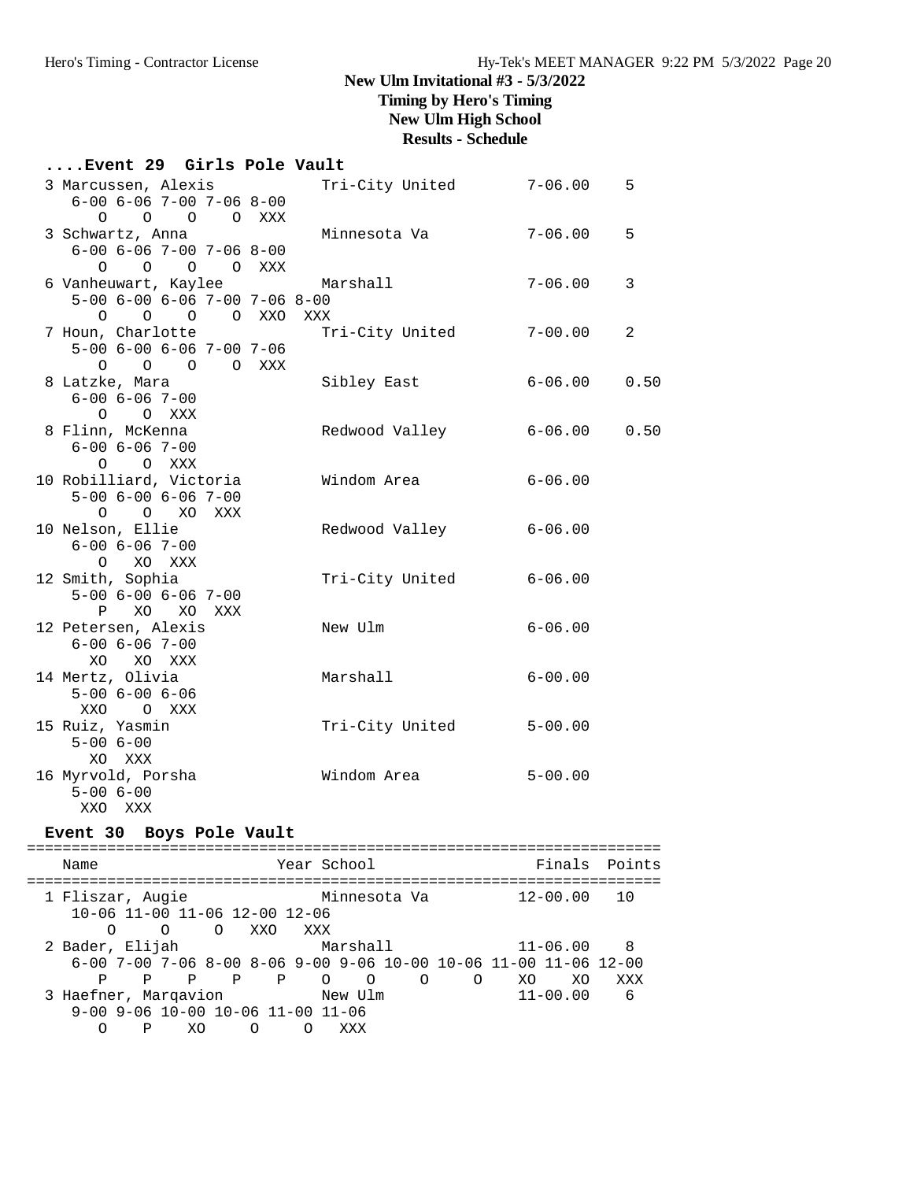**New Ulm Invitational #3 - 5/3/2022**
**Timing by Hero's Timing**
**New Ulm High School**
**Results - Schedule**

### ....Event 29 Girls Pole Vault

```
  3 Marcussen, Alexis            Tri-City United        7-06.00    5
     6-00 6-06 7-00 7-06 8-00
        O    O    O    O  XXX
  3 Schwartz, Anna               Minnesota Va           7-06.00    5
     6-00 6-06 7-00 7-06 8-00
        O    O    O    O  XXX
  6 Vanheuwart, Kaylee           Marshall               7-06.00    3
     5-00 6-00 6-06 7-00 7-06 8-00
        O    O    O    O  XXO  XXX
  7 Houn, Charlotte              Tri-City United        7-00.00    2
     5-00 6-00 6-06 7-00 7-06
        O    O    O    O  XXX
  8 Latzke, Mara                 Sibley East            6-06.00    0.50
     6-00 6-06 7-00
        O    O  XXX
  8 Flinn, McKenna               Redwood Valley         6-06.00    0.50
     6-00 6-06 7-00
        O    O  XXX
 10 Robilliard, Victoria         Windom Area            6-06.00
     5-00 6-00 6-06 7-00
        O    O   XO  XXX
 10 Nelson, Ellie                Redwood Valley         6-06.00
     6-00 6-06 7-00
        O   XO  XXX
 12 Smith, Sophia                Tri-City United        6-06.00
     5-00 6-00 6-06 7-00
        P   XO   XO  XXX
 12 Petersen, Alexis             New Ulm                6-06.00
     6-00 6-06 7-00
       XO   XO  XXX
 14 Mertz, Olivia                Marshall               6-00.00
     5-00 6-00 6-06
      XXO    O  XXX
 15 Ruiz, Yasmin                 Tri-City United        5-00.00
     5-00 6-00
       XO  XXX
 16 Myrvold, Porsha              Windom Area            5-00.00
     5-00 6-00
      XXO  XXX
```

### Event 30 Boys Pole Vault

```
=======================================================================
  Name                    Year School                  Finals  Points
=======================================================================
  1 Fliszar, Augie             Minnesota Va           12-00.00   10
     10-06 11-00 11-06 12-00 12-06
         O     O     O   XXO   XXX
  2 Bader, Elijah              Marshall               11-06.00    8
     6-00 7-00 7-06 8-00 8-06 9-00 9-06 10-00 10-06 11-00 11-06 12-00
        P    P    P    P    P    O    O     O     O    XO    XO   XXX
  3 Haefner, Marqavion         New Ulm                11-00.00    6
     9-00 9-06 10-00 10-06 11-00 11-06
        O    P    XO     O     O   XXX
```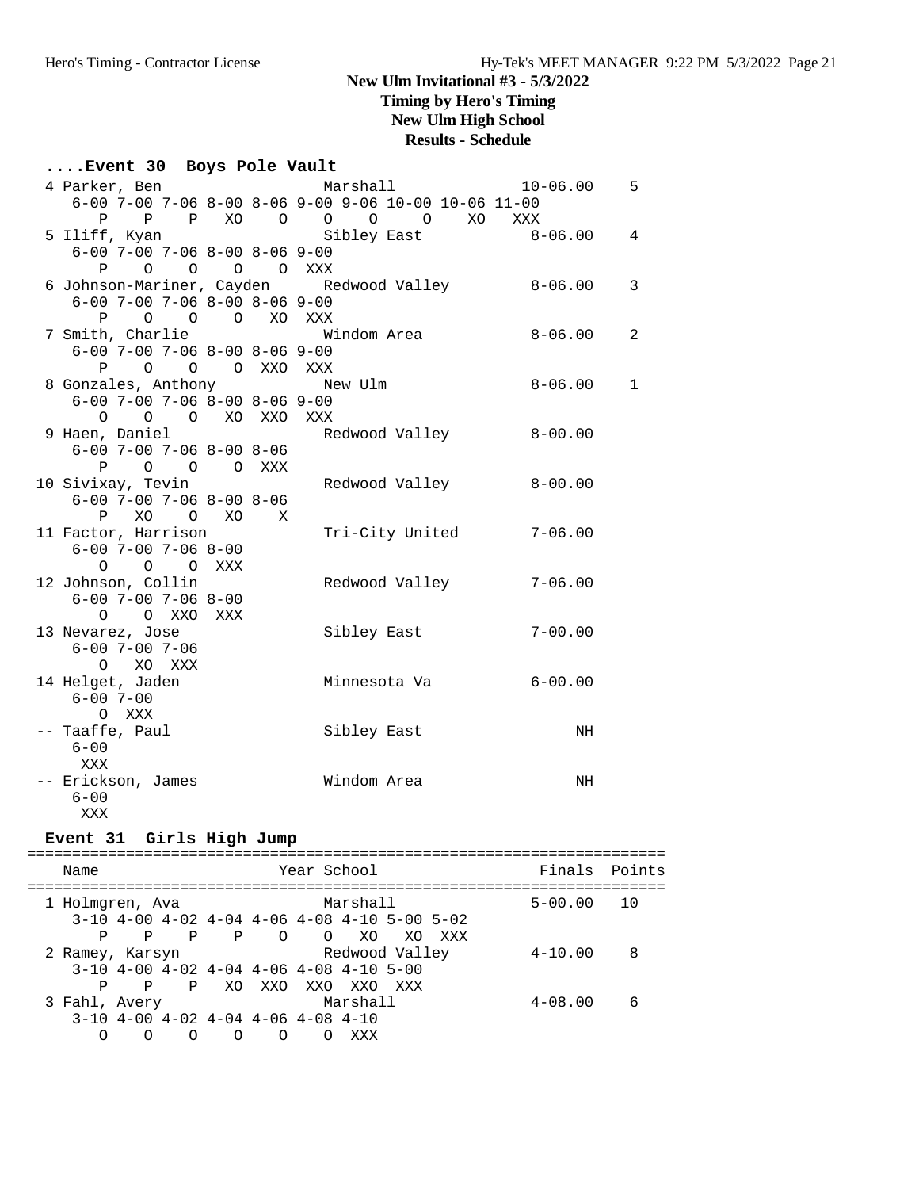# New Ulm Invitational #3 - 5/3/2022

**Timing by Hero's Timing**
**New Ulm High School**
**Results - Schedule**

## ....Event 30 Boys Pole Vault

```
 4 Parker, Ben                  Marshall               10-06.00    5
    6-00 7-00 7-06 8-00 8-06 9-00 9-06 10-00 10-06 11-00
       P    P    P   XO    O    O    O     O    XO   XXX
 5 Iliff, Kyan                  Sibley East             8-06.00    4
    6-00 7-00 7-06 8-00 8-06 9-00
       P    O    O    O    O  XXX
 6 Johnson-Mariner, Cayden      Redwood Valley          8-06.00    3
    6-00 7-00 7-06 8-00 8-06 9-00
       P    O    O    O   XO  XXX
 7 Smith, Charlie               Windom Area             8-06.00    2
    6-00 7-00 7-06 8-00 8-06 9-00
       P    O    O    O  XXO  XXX
 8 Gonzales, Anthony            New Ulm                 8-06.00    1
    6-00 7-00 7-06 8-00 8-06 9-00
       O    O    O   XO  XXO  XXX
 9 Haen, Daniel                 Redwood Valley          8-00.00
    6-00 7-00 7-06 8-00 8-06
       P    O    O    O  XXX
10 Sivixay, Tevin               Redwood Valley          8-00.00
    6-00 7-00 7-06 8-00 8-06
       P   XO    O   XO    X
11 Factor, Harrison             Tri-City United         7-06.00
    6-00 7-00 7-06 8-00
       O    O    O  XXX
12 Johnson, Collin              Redwood Valley          7-06.00
    6-00 7-00 7-06 8-00
       O    O  XXO  XXX
13 Nevarez, Jose                Sibley East             7-00.00
    6-00 7-00 7-06
       O   XO  XXX
14 Helget, Jaden                Minnesota Va            6-00.00
    6-00 7-00
       O  XXX
-- Taaffe, Paul                 Sibley East                  NH
    6-00
     XXX
-- Erickson, James              Windom Area                  NH
    6-00
     XXX
```

## Event 31 Girls High Jump

```
=======================================================================
    Name                    Year School                 Finals  Points
=======================================================================
  1 Holmgren, Ava                Marshall               5-00.00   10
     3-10 4-00 4-02 4-04 4-06 4-08 4-10 5-00 5-02
        P    P    P    P    O    O   XO   XO  XXX
  2 Ramey, Karsyn                Redwood Valley         4-10.00    8
     3-10 4-00 4-02 4-04 4-06 4-08 4-10 5-00
        P    P    P   XO  XXO  XXO  XXO  XXX
  3 Fahl, Avery                  Marshall               4-08.00    6
     3-10 4-00 4-02 4-04 4-06 4-08 4-10
        O    O    O    O    O    O  XXX
```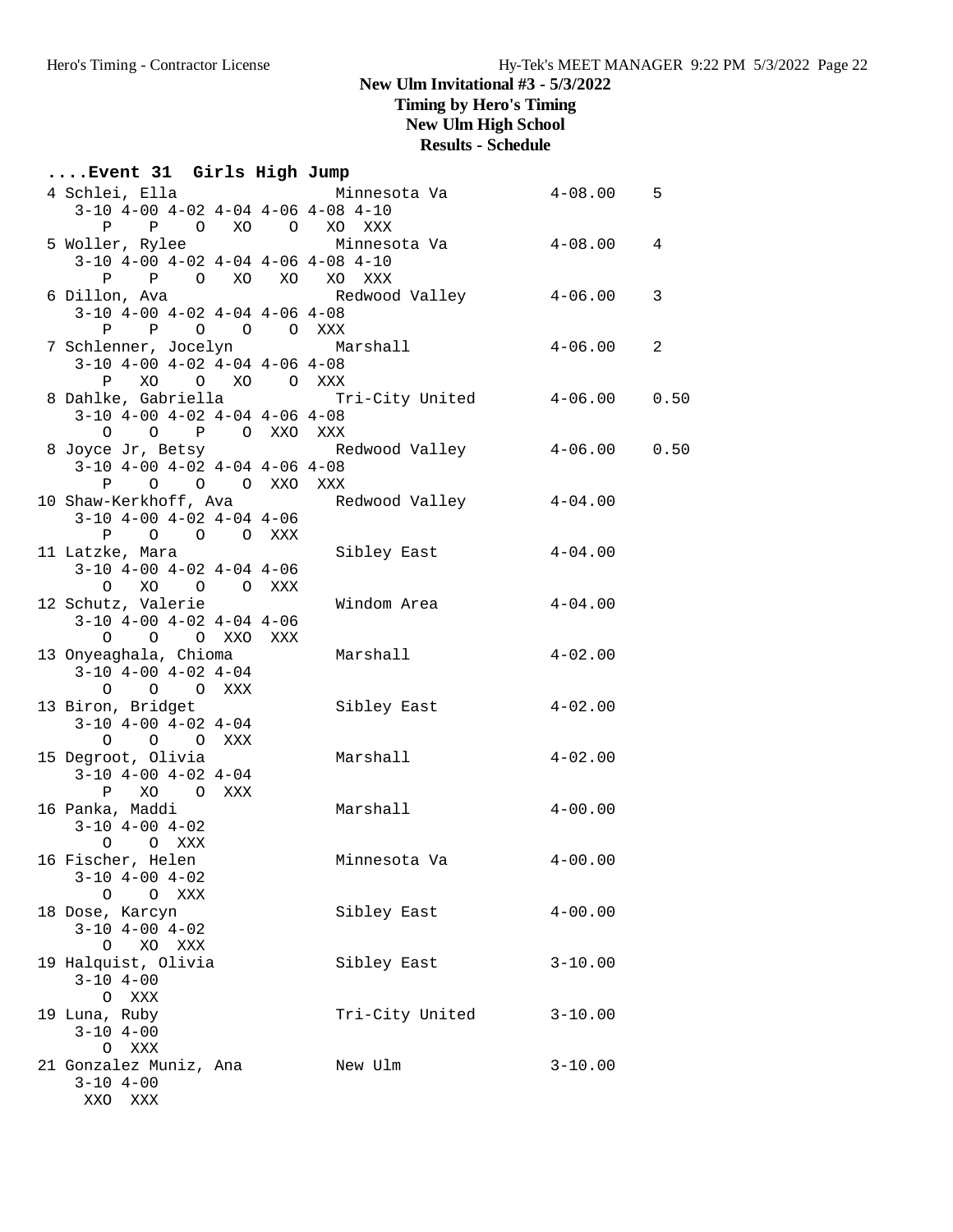# New Ulm Invitational #3 - 5/3/2022

**Timing by Hero's Timing**
**New Ulm High School**
**Results - Schedule**

## ....Event 31 Girls High Jump

```
 4 Schlei, Ella                 Minnesota Va           4-08.00    5
    3-10 4-00 4-02 4-04 4-06 4-08 4-10
       P    P    O   XO    O   XO  XXX
 5 Woller, Rylee                Minnesota Va           4-08.00    4
    3-10 4-00 4-02 4-04 4-06 4-08 4-10
       P    P    O   XO   XO   XO  XXX
 6 Dillon, Ava                  Redwood Valley         4-06.00    3
    3-10 4-00 4-02 4-04 4-06 4-08
       P    P    O    O    O  XXX
 7 Schlenner, Jocelyn           Marshall               4-06.00    2
    3-10 4-00 4-02 4-04 4-06 4-08
       P   XO    O   XO    O  XXX
 8 Dahlke, Gabriella            Tri-City United        4-06.00    0.50
    3-10 4-00 4-02 4-04 4-06 4-08
       O    O    P    O  XXO  XXX
 8 Joyce Jr, Betsy              Redwood Valley         4-06.00    0.50
    3-10 4-00 4-02 4-04 4-06 4-08
       P    O    O    O  XXO  XXX
10 Shaw-Kerkhoff, Ava           Redwood Valley         4-04.00
    3-10 4-00 4-02 4-04 4-06
       P    O    O    O  XXX
11 Latzke, Mara                 Sibley East            4-04.00
    3-10 4-00 4-02 4-04 4-06
       O   XO    O    O  XXX
12 Schutz, Valerie              Windom Area            4-04.00
    3-10 4-00 4-02 4-04 4-06
       O    O    O  XXO  XXX
13 Onyeaghala, Chioma           Marshall               4-02.00
    3-10 4-00 4-02 4-04
       O    O    O  XXX
13 Biron, Bridget               Sibley East            4-02.00
    3-10 4-00 4-02 4-04
       O    O    O  XXX
15 Degroot, Olivia              Marshall               4-02.00
    3-10 4-00 4-02 4-04
       P   XO    O  XXX
16 Panka, Maddi                 Marshall               4-00.00
    3-10 4-00 4-02
       O    O  XXX
16 Fischer, Helen               Minnesota Va           4-00.00
    3-10 4-00 4-02
       O    O  XXX
18 Dose, Karcyn                 Sibley East            4-00.00
    3-10 4-00 4-02
       O   XO  XXX
19 Halquist, Olivia             Sibley East            3-10.00
    3-10 4-00
       O  XXX
19 Luna, Ruby                   Tri-City United        3-10.00
    3-10 4-00
       O  XXX
21 Gonzalez Muniz, Ana          New Ulm                3-10.00
    3-10 4-00
     XXO  XXX
```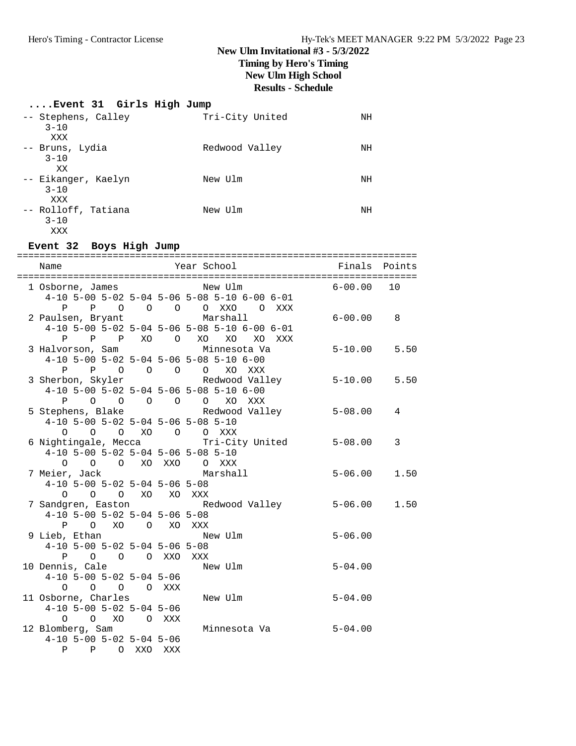New Ulm Invitational #3 - 5/3/2022
Timing by Hero's Timing
New Ulm High School
Results - Schedule

```
....Event 31  Girls High Jump
 -- Stephens, Calley            Tri-City United            NH
      3-10
       XXX
 -- Bruns, Lydia                Redwood Valley             NH
      3-10
        XX
 -- Eikanger, Kaelyn            New Ulm                    NH
      3-10
       XXX
 -- Rolloff, Tatiana            New Ulm                    NH
      3-10
       XXX

 Event 32  Boys High Jump
=======================================================================
    Name                    Year School                  Finals  Points
=======================================================================
  1 Osborne, James               New Ulm                 6-00.00   10
     4-10 5-00 5-02 5-04 5-06 5-08 5-10 6-00 6-01
        P    P    O    O    O    O  XXO    O  XXX
  2 Paulsen, Bryant              Marshall                6-00.00    8
     4-10 5-00 5-02 5-04 5-06 5-08 5-10 6-00 6-01
        P    P    P   XO    O   XO   XO   XO  XXX
  3 Halvorson, Sam               Minnesota Va            5-10.00    5.50
     4-10 5-00 5-02 5-04 5-06 5-08 5-10 6-00
        P    P    O    O    O    O   XO  XXX
  3 Sherbon, Skyler              Redwood Valley          5-10.00    5.50
     4-10 5-00 5-02 5-04 5-06 5-08 5-10 6-00
        P    O    O    O    O    O   XO  XXX
  5 Stephens, Blake              Redwood Valley          5-08.00    4
     4-10 5-00 5-02 5-04 5-06 5-08 5-10
        O    O    O   XO    O    O  XXX
  6 Nightingale, Mecca           Tri-City United         5-08.00    3
     4-10 5-00 5-02 5-04 5-06 5-08 5-10
        O    O    O   XO  XXO    O  XXX
  7 Meier, Jack                  Marshall                5-06.00    1.50
     4-10 5-00 5-02 5-04 5-06 5-08
        O    O    O   XO   XO  XXX
  7 Sandgren, Easton             Redwood Valley          5-06.00    1.50
     4-10 5-00 5-02 5-04 5-06 5-08
        P    O   XO    O   XO  XXX
  9 Lieb, Ethan                  New Ulm                 5-06.00
     4-10 5-00 5-02 5-04 5-06 5-08
        P    O    O    O  XXO  XXX
 10 Dennis, Cale                 New Ulm                 5-04.00
     4-10 5-00 5-02 5-04 5-06
        O    O    O    O  XXX
 11 Osborne, Charles             New Ulm                 5-04.00
     4-10 5-00 5-02 5-04 5-06
        O    O   XO    O  XXX
 12 Blomberg, Sam                Minnesota Va            5-04.00
     4-10 5-00 5-02 5-04 5-06
        P    P    O  XXO  XXX
```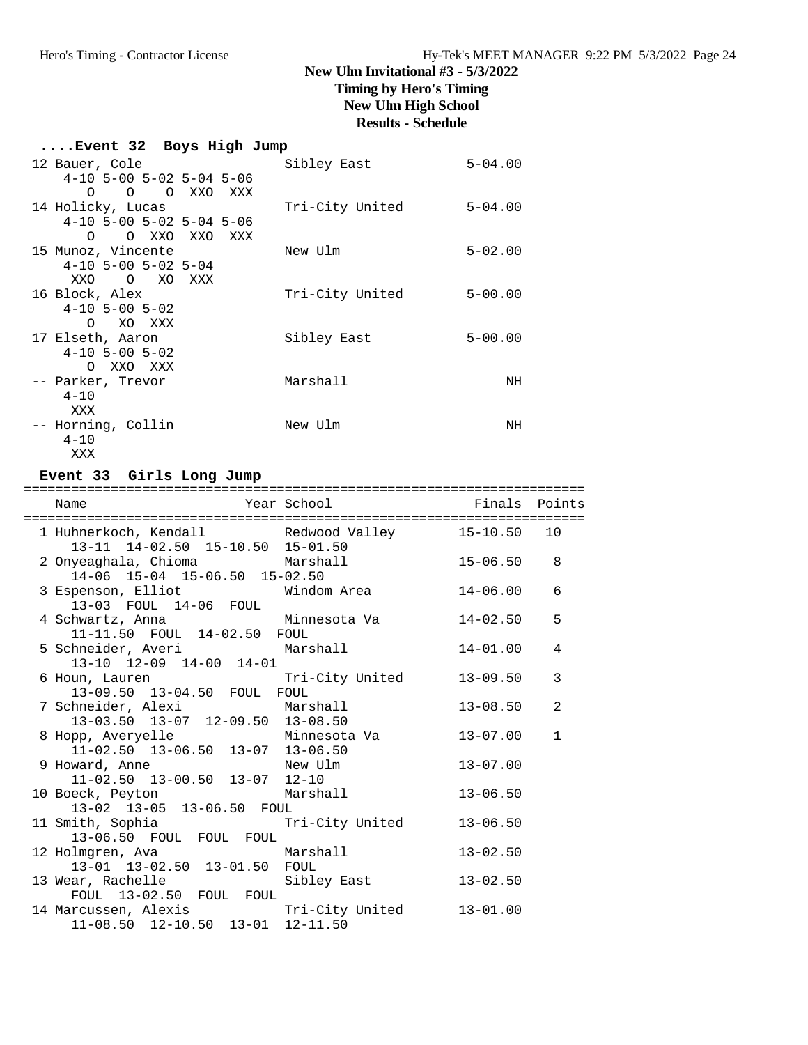# New Ulm Invitational #3 - 5/3/2022

**Timing by Hero's Timing**
**New Ulm High School**
**Results - Schedule**

## ....Event 32 Boys High Jump

```
 12 Bauer, Cole                  Sibley East            5-04.00
     4-10 5-00 5-02 5-04 5-06
        O    O    O  XXO  XXX
 14 Holicky, Lucas               Tri-City United        5-04.00
     4-10 5-00 5-02 5-04 5-06
        O    O  XXO  XXO  XXX
 15 Munoz, Vincente              New Ulm                5-02.00
     4-10 5-00 5-02 5-04
      XXO    O   XO  XXX
 16 Block, Alex                  Tri-City United        5-00.00
     4-10 5-00 5-02
        O   XO  XXX
 17 Elseth, Aaron                Sibley East            5-00.00
     4-10 5-00 5-02
        O  XXO  XXX
 -- Parker, Trevor               Marshall                    NH
    4-10
     XXX
 -- Horning, Collin              New Ulm                     NH
    4-10
     XXX
```

## Event 33 Girls Long Jump

```
=======================================================================
   Name                    Year School                 Finals  Points
=======================================================================
  1 Huhnerkoch, Kendall         Redwood Valley         15-10.50   10
     13-11  14-02.50  15-10.50  15-01.50
  2 Onyeaghala, Chioma          Marshall               15-06.50    8
     14-06  15-04  15-06.50  15-02.50
  3 Espenson, Elliot            Windom Area            14-06.00    6
     13-03  FOUL  14-06  FOUL
  4 Schwartz, Anna              Minnesota Va           14-02.50    5
     11-11.50  FOUL  14-02.50  FOUL
  5 Schneider, Averi            Marshall               14-01.00    4
     13-10  12-09  14-00  14-01
  6 Houn, Lauren                Tri-City United        13-09.50    3
     13-09.50  13-04.50  FOUL  FOUL
  7 Schneider, Alexi            Marshall               13-08.50    2
     13-03.50  13-07  12-09.50  13-08.50
  8 Hopp, Averyelle             Minnesota Va           13-07.00    1
     11-02.50  13-06.50  13-07  13-06.50
  9 Howard, Anne                New Ulm                13-07.00
     11-02.50  13-00.50  13-07  12-10
 10 Boeck, Peyton               Marshall               13-06.50
     13-02  13-05  13-06.50  FOUL
 11 Smith, Sophia               Tri-City United        13-06.50
     13-06.50  FOUL  FOUL  FOUL
 12 Holmgren, Ava               Marshall               13-02.50
     13-01  13-02.50  13-01.50  FOUL
 13 Wear, Rachelle              Sibley East            13-02.50
     FOUL  13-02.50  FOUL  FOUL
 14 Marcussen, Alexis           Tri-City United        13-01.00
     11-08.50  12-10.50  13-01  12-11.50
```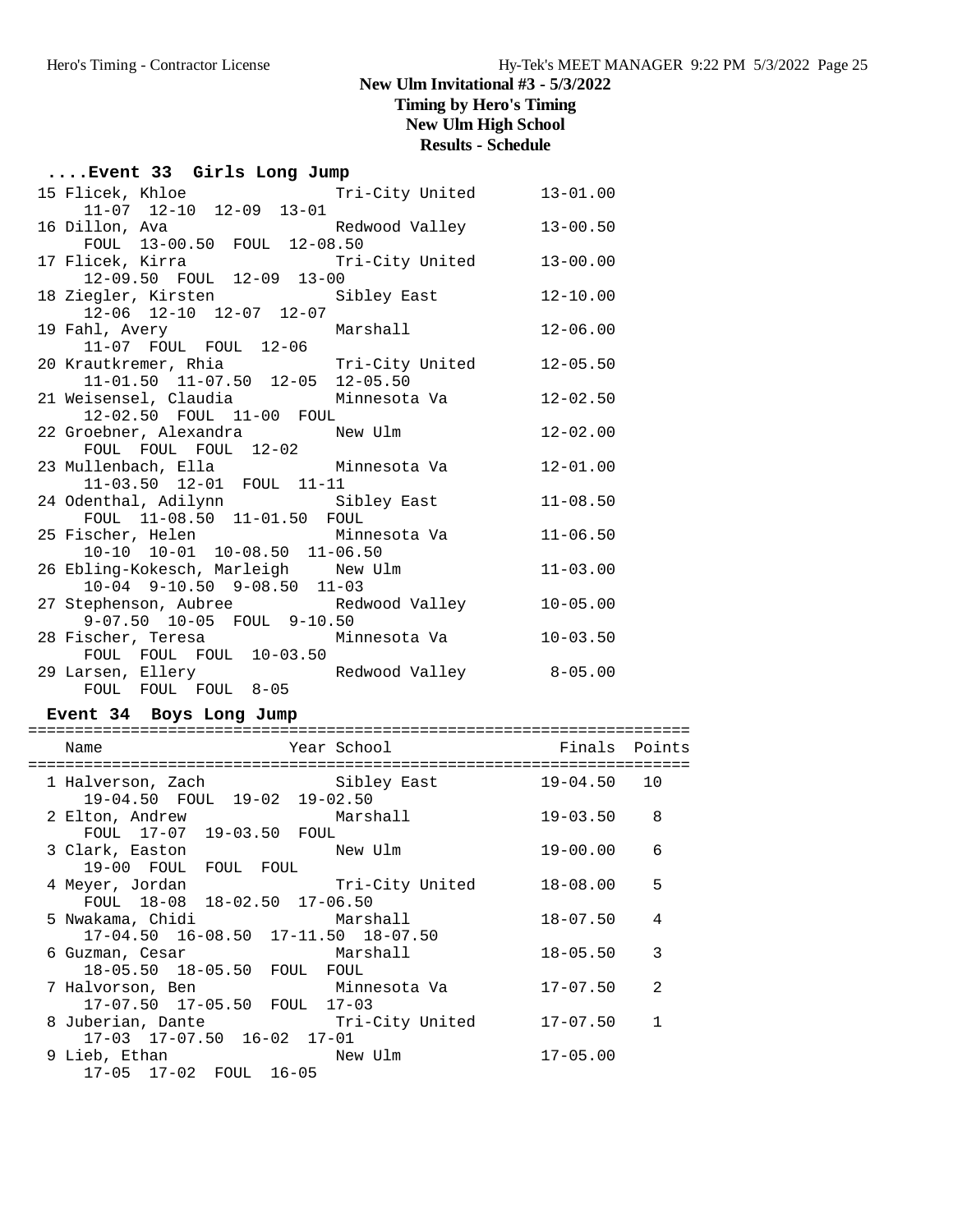**New Ulm Invitational #3 - 5/3/2022**
**Timing by Hero's Timing**
**New Ulm High School**
**Results - Schedule**

### ....Event 33 Girls Long Jump

| Place | Name | Year | School | Finals |
|---|---|---|---|---|
| 15 | Flicek, Khloe | | Tri-City United | 13-01.00 |
| | 11-07 12-10 12-09 13-01 | | | |
| 16 | Dillon, Ava | | Redwood Valley | 13-00.50 |
| | FOUL 13-00.50 FOUL 12-08.50 | | | |
| 17 | Flicek, Kirra | | Tri-City United | 13-00.00 |
| | 12-09.50 FOUL 12-09 13-00 | | | |
| 18 | Ziegler, Kirsten | | Sibley East | 12-10.00 |
| | 12-06 12-10 12-07 12-07 | | | |
| 19 | Fahl, Avery | | Marshall | 12-06.00 |
| | 11-07 FOUL FOUL 12-06 | | | |
| 20 | Krautkremer, Rhia | | Tri-City United | 12-05.50 |
| | 11-01.50 11-07.50 12-05 12-05.50 | | | |
| 21 | Weisensel, Claudia | | Minnesota Va | 12-02.50 |
| | 12-02.50 FOUL 11-00 FOUL | | | |
| 22 | Groebner, Alexandra | | New Ulm | 12-02.00 |
| | FOUL FOUL FOUL 12-02 | | | |
| 23 | Mullenbach, Ella | | Minnesota Va | 12-01.00 |
| | 11-03.50 12-01 FOUL 11-11 | | | |
| 24 | Odenthal, Adilynn | | Sibley East | 11-08.50 |
| | FOUL 11-08.50 11-01.50 FOUL | | | |
| 25 | Fischer, Helen | | Minnesota Va | 11-06.50 |
| | 10-10 10-01 10-08.50 11-06.50 | | | |
| 26 | Ebling-Kokesch, Marleigh | | New Ulm | 11-03.00 |
| | 10-04 9-10.50 9-08.50 11-03 | | | |
| 27 | Stephenson, Aubree | | Redwood Valley | 10-05.00 |
| | 9-07.50 10-05 FOUL 9-10.50 | | | |
| 28 | Fischer, Teresa | | Minnesota Va | 10-03.50 |
| | FOUL FOUL FOUL 10-03.50 | | | |
| 29 | Larsen, Ellery | | Redwood Valley | 8-05.00 |
| | FOUL FOUL FOUL 8-05 | | | |

### Event 34 Boys Long Jump

| Place | Name | Year | School | Finals | Points |
|---|---|---|---|---|---|
| 1 | Halverson, Zach | | Sibley East | 19-04.50 | 10 |
| | 19-04.50 FOUL 19-02 19-02.50 | | | | |
| 2 | Elton, Andrew | | Marshall | 19-03.50 | 8 |
| | FOUL 17-07 19-03.50 FOUL | | | | |
| 3 | Clark, Easton | | New Ulm | 19-00.00 | 6 |
| | 19-00 FOUL FOUL FOUL | | | | |
| 4 | Meyer, Jordan | | Tri-City United | 18-08.00 | 5 |
| | FOUL 18-08 18-02.50 17-06.50 | | | | |
| 5 | Nwakama, Chidi | | Marshall | 18-07.50 | 4 |
| | 17-04.50 16-08.50 17-11.50 18-07.50 | | | | |
| 6 | Guzman, Cesar | | Marshall | 18-05.50 | 3 |
| | 18-05.50 18-05.50 FOUL FOUL | | | | |
| 7 | Halvorson, Ben | | Minnesota Va | 17-07.50 | 2 |
| | 17-07.50 17-05.50 FOUL 17-03 | | | | |
| 8 | Juberian, Dante | | Tri-City United | 17-07.50 | 1 |
| | 17-03 17-07.50 16-02 17-01 | | | | |
| 9 | Lieb, Ethan | | New Ulm | 17-05.00 | |
| | 17-05 17-02 FOUL 16-05 | | | | |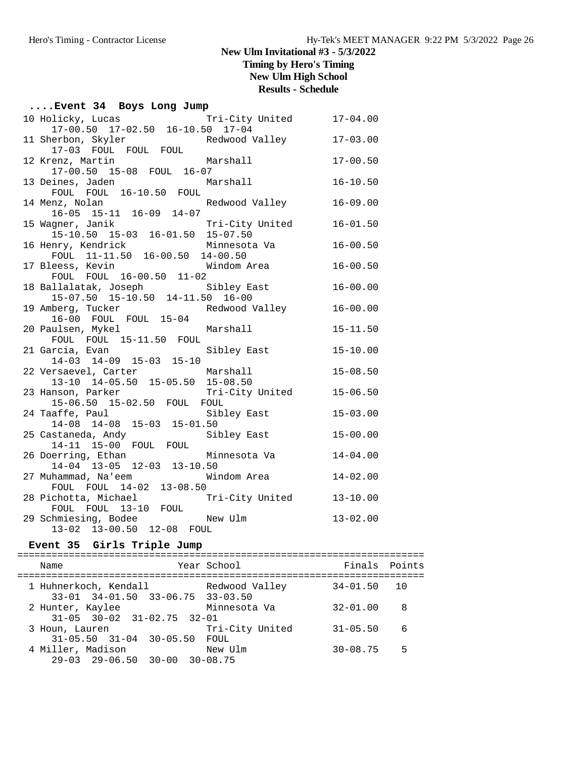New Ulm Invitational #3 - 5/3/2022

Timing by Hero's Timing

New Ulm High School

Results - Schedule

### ....Event 34 Boys Long Jump

```
 10 Holicky, Lucas              Tri-City United       17-04.00
     17-00.50  17-02.50  16-10.50  17-04
 11 Sherbon, Skyler             Redwood Valley        17-03.00
     17-03  FOUL  FOUL  FOUL
 12 Krenz, Martin               Marshall              17-00.50
     17-00.50  15-08  FOUL  16-07
 13 Deines, Jaden               Marshall              16-10.50
     FOUL  FOUL  16-10.50  FOUL
 14 Menz, Nolan                 Redwood Valley        16-09.00
     16-05  15-11  16-09  14-07
 15 Wagner, Janik               Tri-City United       16-01.50
     15-10.50  15-03  16-01.50  15-07.50
 16 Henry, Kendrick             Minnesota Va          16-00.50
     FOUL  11-11.50  16-00.50  14-00.50
 17 Bleess, Kevin               Windom Area           16-00.50
     FOUL  FOUL  16-00.50  11-02
 18 Ballalatak, Joseph          Sibley East           16-00.00
     15-07.50  15-10.50  14-11.50  16-00
 19 Amberg, Tucker              Redwood Valley        16-00.00
     16-00  FOUL  FOUL  15-04
 20 Paulsen, Mykel              Marshall              15-11.50
     FOUL  FOUL  15-11.50  FOUL
 21 Garcia, Evan                Sibley East           15-10.00
     14-03  14-09  15-03  15-10
 22 Versaevel, Carter           Marshall              15-08.50
     13-10  14-05.50  15-05.50  15-08.50
 23 Hanson, Parker              Tri-City United       15-06.50
     15-06.50  15-02.50  FOUL  FOUL
 24 Taaffe, Paul                Sibley East           15-03.00
     14-08  14-08  15-03  15-01.50
 25 Castaneda, Andy             Sibley East           15-00.00
     14-11  15-00  FOUL  FOUL
 26 Doerring, Ethan             Minnesota Va          14-04.00
     14-04  13-05  12-03  13-10.50
 27 Muhammad, Na'eem            Windom Area           14-02.00
     FOUL  FOUL  14-02  13-08.50
 28 Pichotta, Michael           Tri-City United       13-10.00
     FOUL  FOUL  13-10  FOUL
 29 Schmiesing, Bodee           New Ulm               13-02.00
     13-02  13-00.50  12-08  FOUL
```

### Event 35 Girls Triple Jump

```
=======================================================================
    Name                    Year School                 Finals  Points
=======================================================================
  1 Huhnerkoch, Kendall          Redwood Valley         34-01.50   10
     33-01  34-01.50  33-06.75  33-03.50
  2 Hunter, Kaylee               Minnesota Va           32-01.00    8
     31-05  30-02  31-02.75  32-01
  3 Houn, Lauren                 Tri-City United        31-05.50    6
     31-05.50  31-04  30-05.50  FOUL
  4 Miller, Madison              New Ulm                30-08.75    5
     29-03  29-06.50  30-00  30-08.75
```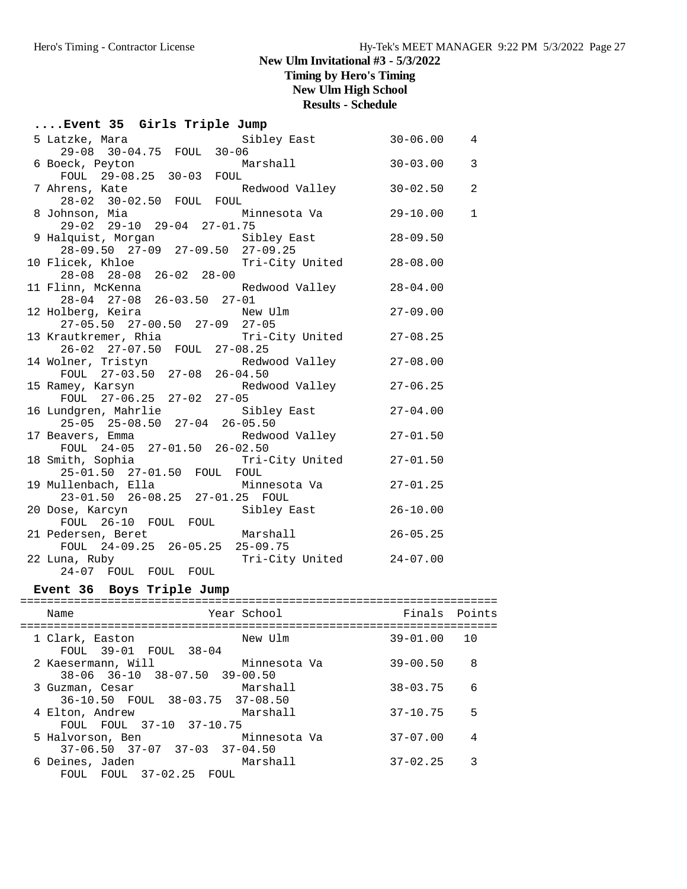# New Ulm Invitational #3 - 5/3/2022

**Timing by Hero's Timing**
**New Ulm High School**
**Results - Schedule**

## ....Event 35 Girls Triple Jump

| Place | Name | School | Finals | Points |
|---|---|---|---|---|
| 5 | Latzke, Mara | Sibley East | 30-06.00 | 4 |
| | 29-08 30-04.75 FOUL 30-06 | | | |
| 6 | Boeck, Peyton | Marshall | 30-03.00 | 3 |
| | FOUL 29-08.25 30-03 FOUL | | | |
| 7 | Ahrens, Kate | Redwood Valley | 30-02.50 | 2 |
| | 28-02 30-02.50 FOUL FOUL | | | |
| 8 | Johnson, Mia | Minnesota Va | 29-10.00 | 1 |
| | 29-02 29-10 29-04 27-01.75 | | | |
| 9 | Halquist, Morgan | Sibley East | 28-09.50 | |
| | 28-09.50 27-09 27-09.50 27-09.25 | | | |
| 10 | Flicek, Khloe | Tri-City United | 28-08.00 | |
| | 28-08 28-08 26-02 28-00 | | | |
| 11 | Flinn, McKenna | Redwood Valley | 28-04.00 | |
| | 28-04 27-08 26-03.50 27-01 | | | |
| 12 | Holberg, Keira | New Ulm | 27-09.00 | |
| | 27-05.50 27-00.50 27-09 27-05 | | | |
| 13 | Krautkremer, Rhia | Tri-City United | 27-08.25 | |
| | 26-02 27-07.50 FOUL 27-08.25 | | | |
| 14 | Wolner, Tristyn | Redwood Valley | 27-08.00 | |
| | FOUL 27-03.50 27-08 26-04.50 | | | |
| 15 | Ramey, Karsyn | Redwood Valley | 27-06.25 | |
| | FOUL 27-06.25 27-02 27-05 | | | |
| 16 | Lundgren, Mahrlie | Sibley East | 27-04.00 | |
| | 25-05 25-08.50 27-04 26-05.50 | | | |
| 17 | Beavers, Emma | Redwood Valley | 27-01.50 | |
| | FOUL 24-05 27-01.50 26-02.50 | | | |
| 18 | Smith, Sophia | Tri-City United | 27-01.50 | |
| | 25-01.50 27-01.50 FOUL FOUL | | | |
| 19 | Mullenbach, Ella | Minnesota Va | 27-01.25 | |
| | 23-01.50 26-08.25 27-01.25 FOUL | | | |
| 20 | Dose, Karcyn | Sibley East | 26-10.00 | |
| | FOUL 26-10 FOUL FOUL | | | |
| 21 | Pedersen, Beret | Marshall | 26-05.25 | |
| | FOUL 24-09.25 26-05.25 25-09.75 | | | |
| 22 | Luna, Ruby | Tri-City United | 24-07.00 | |
| | 24-07 FOUL FOUL FOUL | | | |

## Event 36 Boys Triple Jump

| Place | Name | Year School | Finals | Points |
|---|---|---|---|---|
| 1 | Clark, Easton | New Ulm | 39-01.00 | 10 |
| | FOUL 39-01 FOUL 38-04 | | | |
| 2 | Kaesermann, Will | Minnesota Va | 39-00.50 | 8 |
| | 38-06 36-10 38-07.50 39-00.50 | | | |
| 3 | Guzman, Cesar | Marshall | 38-03.75 | 6 |
| | 36-10.50 FOUL 38-03.75 37-08.50 | | | |
| 4 | Elton, Andrew | Marshall | 37-10.75 | 5 |
| | FOUL FOUL 37-10 37-10.75 | | | |
| 5 | Halvorson, Ben | Minnesota Va | 37-07.00 | 4 |
| | 37-06.50 37-07 37-03 37-04.50 | | | |
| 6 | Deines, Jaden | Marshall | 37-02.25 | 3 |
| | FOUL FOUL 37-02.25 FOUL | | | |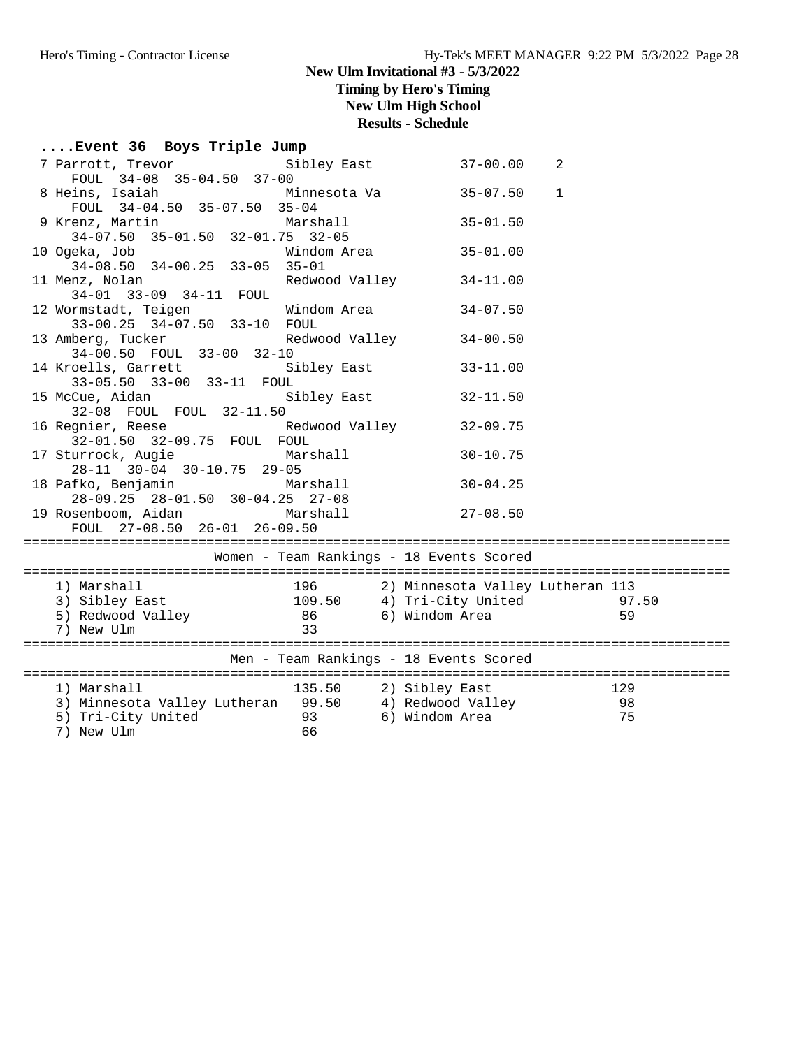New Ulm Invitational #3 - 5/3/2022
Timing by Hero's Timing
New Ulm High School
Results - Schedule

### ....Event 36 Boys Triple Jump

```
  7 Parrott, Trevor            Sibley East           37-00.00    2
      FOUL  34-08  35-04.50  37-00
  8 Heins, Isaiah              Minnesota Va          35-07.50    1
      FOUL  34-04.50  35-07.50  35-04
  9 Krenz, Martin              Marshall              35-01.50
      34-07.50  35-01.50  32-01.75  32-05
 10 Ogeka, Job                 Windom Area           35-01.00
      34-08.50  34-00.25  33-05  35-01
 11 Menz, Nolan                Redwood Valley        34-11.00
      34-01  33-09  34-11  FOUL
 12 Wormstadt, Teigen          Windom Area           34-07.50
      33-00.25  34-07.50  33-10  FOUL
 13 Amberg, Tucker             Redwood Valley        34-00.50
      34-00.50  FOUL  33-00  32-10
 14 Kroells, Garrett           Sibley East           33-11.00
      33-05.50  33-00  33-11  FOUL
 15 McCue, Aidan               Sibley East           32-11.50
      32-08  FOUL  FOUL  32-11.50
 16 Regnier, Reese             Redwood Valley        32-09.75
      32-01.50  32-09.75  FOUL  FOUL
 17 Sturrock, Augie            Marshall              30-10.75
      28-11  30-04  30-10.75  29-05
 18 Pafko, Benjamin            Marshall              30-04.25
      28-09.25  28-01.50  30-04.25  27-08
 19 Rosenboom, Aidan           Marshall              27-08.50
      FOUL  27-08.50  26-01  26-09.50
```

### Women - Team Rankings - 18 Events Scored

```
  1) Marshall                  196        2) Minnesota Valley Lutheran 113
  3) Sibley East               109.50     4) Tri-City United            97.50
  5) Redwood Valley             86        6) Windom Area                59
  7) New Ulm                    33
```

### Men - Team Rankings - 18 Events Scored

```
  1) Marshall                  135.50     2) Sibley East               129
  3) Minnesota Valley Lutheran  99.50     4) Redwood Valley             98
  5) Tri-City United            93        6) Windom Area                75
  7) New Ulm                    66
```